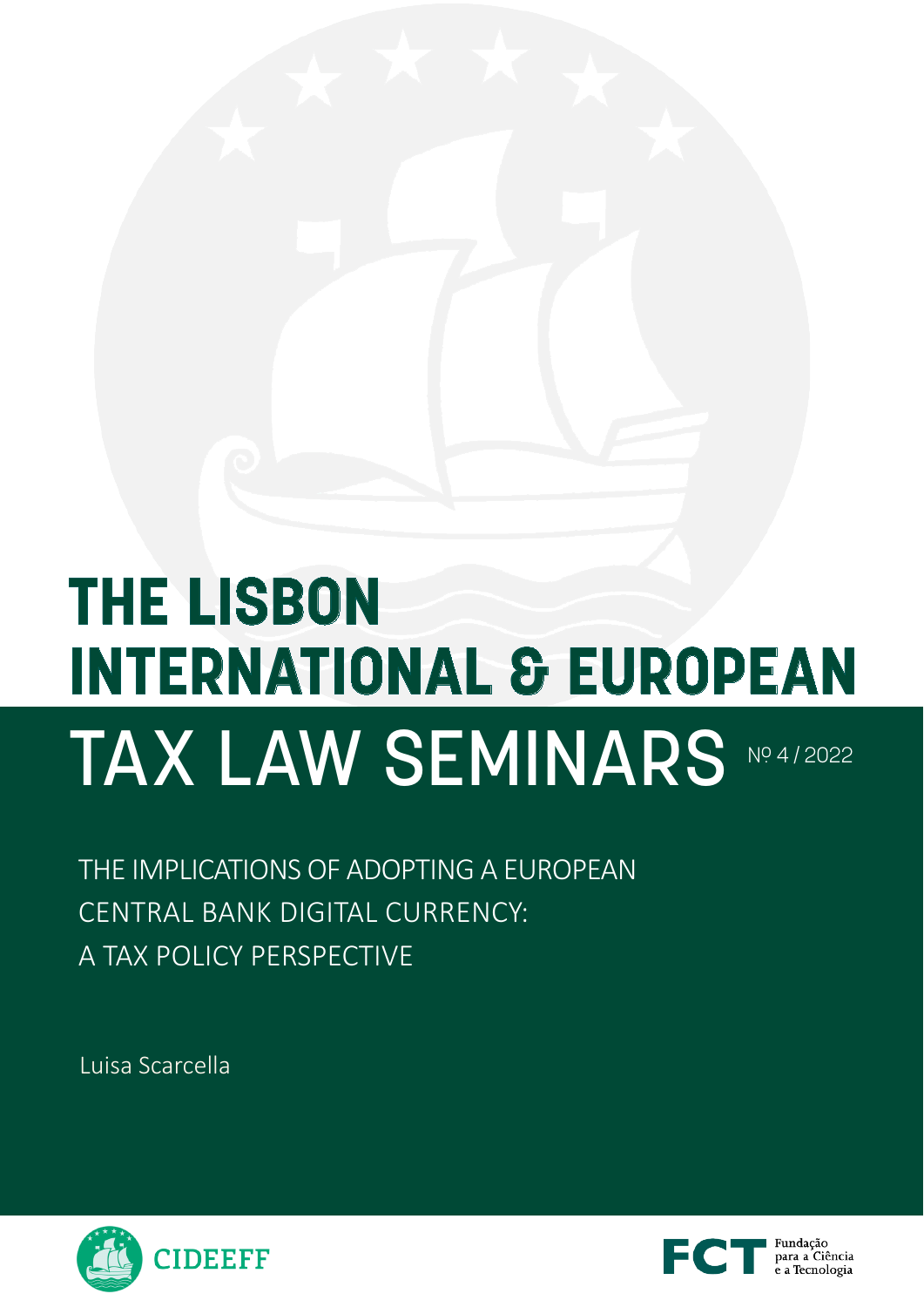# THE LISBON INTERNATIONAL & EUROPEAN TAX LAW SEMINARS

Nº 4 / 2022

## THE IMPLICATIONS OF ADOPTING A EUROPEAN CENTRAL BANK DIGITAL CURRENCY: A TAX POLICY PERSPECTIVE

Luisa Scarcella

CIDEEFF

FCT Fundação para a Ciência e a Tecnologia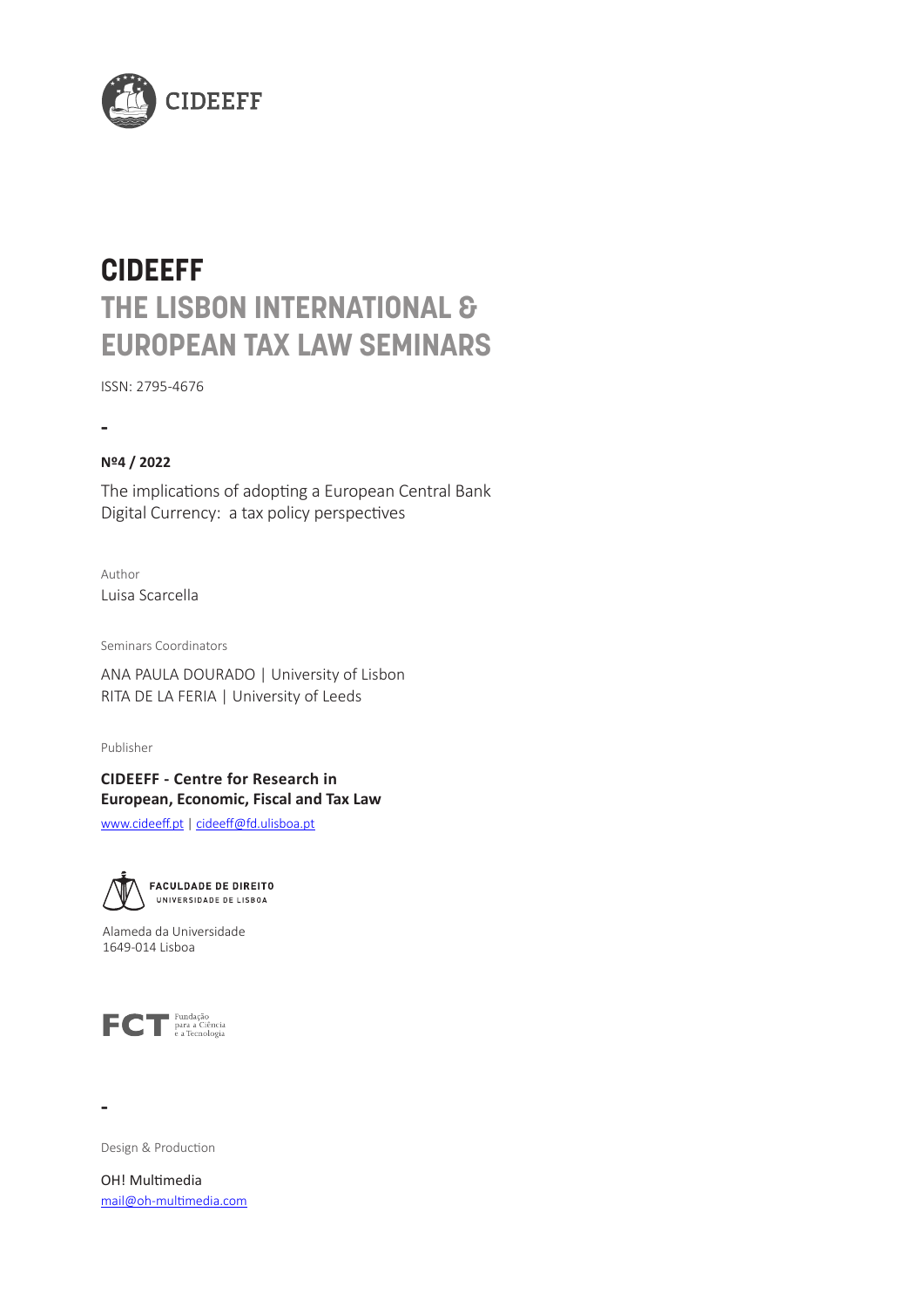CIDEEFF

# CIDEEFF
# THE LISBON INTERNATIONAL & EUROPEAN TAX LAW SEMINARS

ISSN: 2795-4676

-

**Nº4 / 2022**

The implications of adopting a European Central Bank Digital Currency: a tax policy perspectives

Author

Luisa Scarcella

Seminars Coordinators

ANA PAULA DOURADO | University of Lisbon
RITA DE LA FERIA | University of Leeds

Publisher

**CIDEEFF - Centre for Research in European, Economic, Fiscal and Tax Law**

www.cideeff.pt | cideeff@fd.ulisboa.pt

FACULDADE DE DIREITO
UNIVERSIDADE DE LISBOA

Alameda da Universidade
1649-014 Lisboa

FCT Fundação para a Ciência e a Tecnologia

-

Design & Production

OH! Multimedia
mail@oh-multimedia.com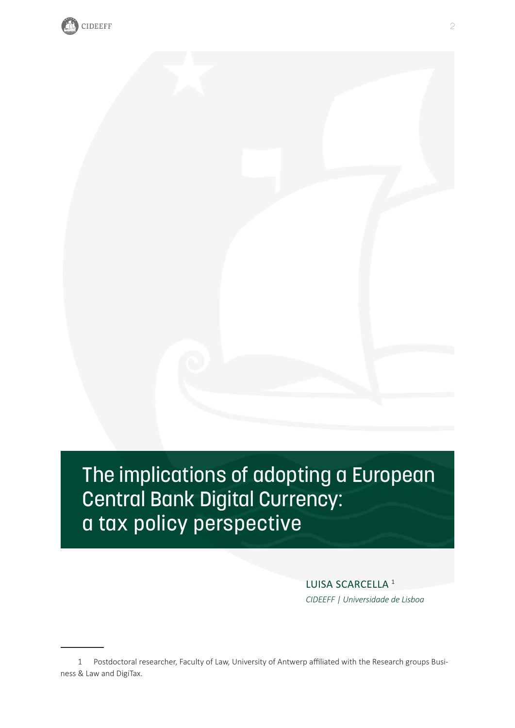# The implications of adopting a European Central Bank Digital Currency: a tax policy perspective

LUISA SCARCELLA [1]

*CIDEEFF | Universidade de Lisboa*

---

1 Postdoctoral researcher, Faculty of Law, University of Antwerp affiliated with the Research groups Business & Law and DigiTax.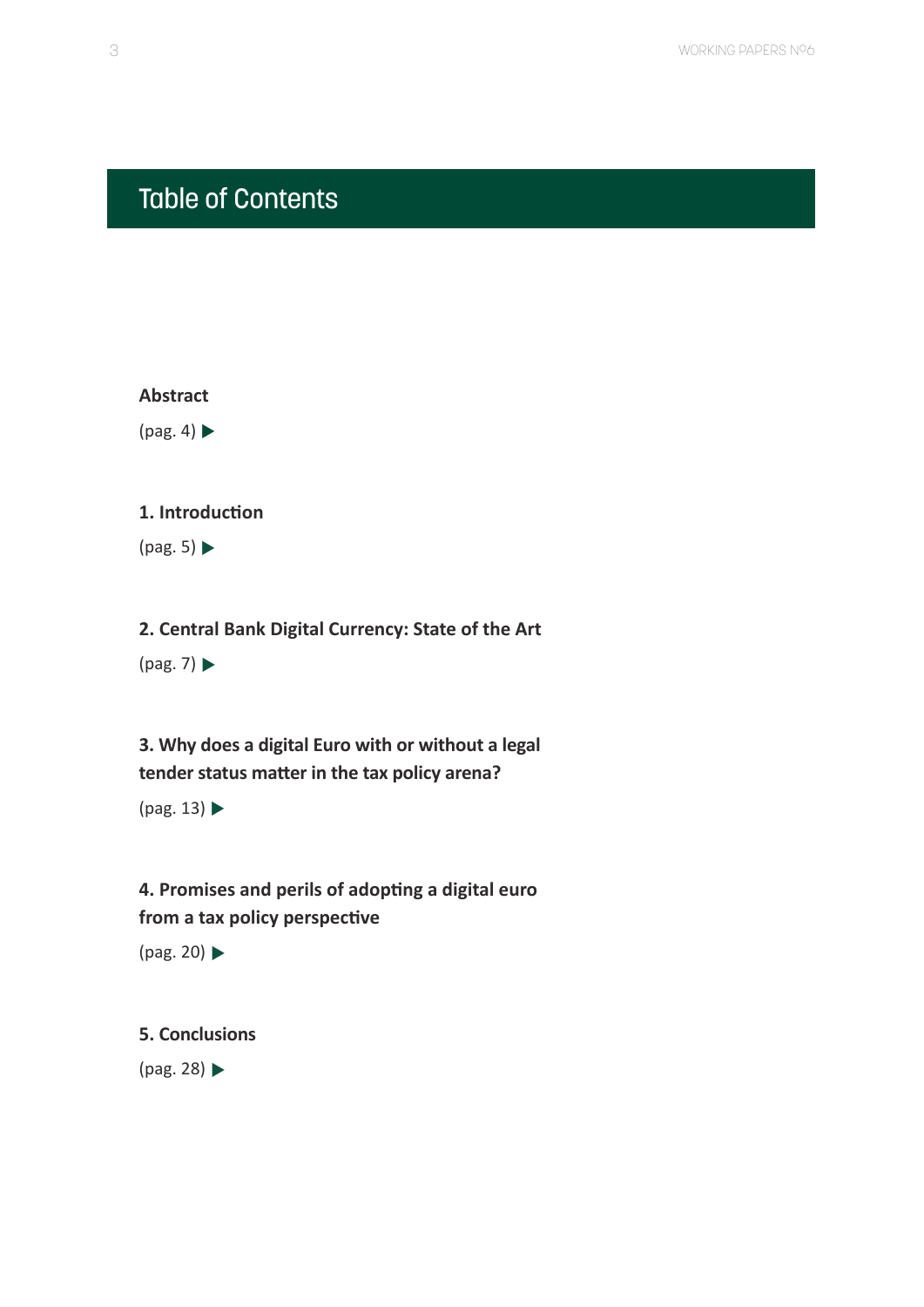# Table of Contents

**Abstract**

(pag. 4) ▶

**1. Introduction**

(pag. 5) ▶

**2. Central Bank Digital Currency: State of the Art**

(pag. 7) ▶

**3. Why does a digital Euro with or without a legal tender status matter in the tax policy arena?**

(pag. 13) ▶

**4. Promises and perils of adopting a digital euro from a tax policy perspective**

(pag. 20) ▶

**5. Conclusions**

(pag. 28) ▶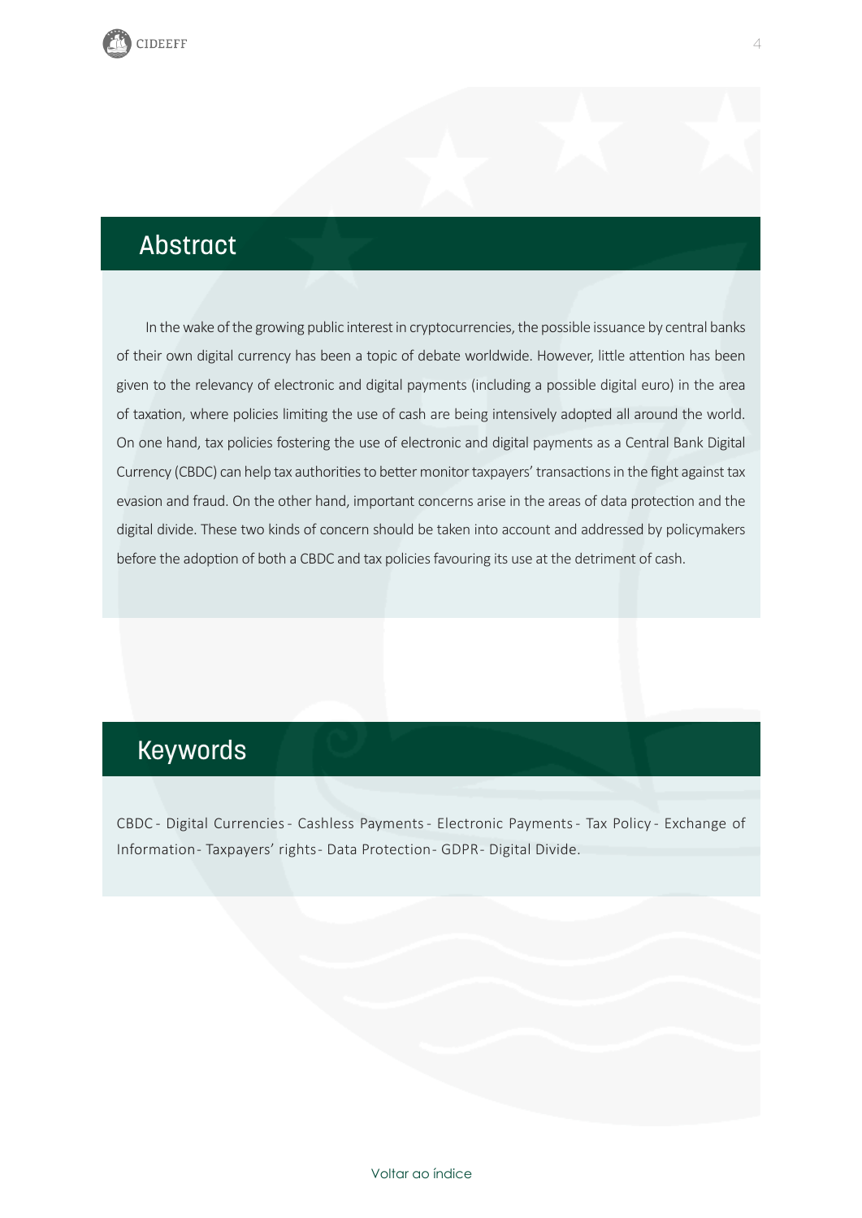## Abstract

In the wake of the growing public interest in cryptocurrencies, the possible issuance by central banks of their own digital currency has been a topic of debate worldwide. However, little attention has been given to the relevancy of electronic and digital payments (including a possible digital euro) in the area of taxation, where policies limiting the use of cash are being intensively adopted all around the world. On one hand, tax policies fostering the use of electronic and digital payments as a Central Bank Digital Currency (CBDC) can help tax authorities to better monitor taxpayers' transactions in the fight against tax evasion and fraud. On the other hand, important concerns arise in the areas of data protection and the digital divide. These two kinds of concern should be taken into account and addressed by policymakers before the adoption of both a CBDC and tax policies favouring its use at the detriment of cash.

## Keywords

CBDC - Digital Currencies - Cashless Payments - Electronic Payments - Tax Policy - Exchange of Information - Taxpayers' rights - Data Protection - GDPR - Digital Divide.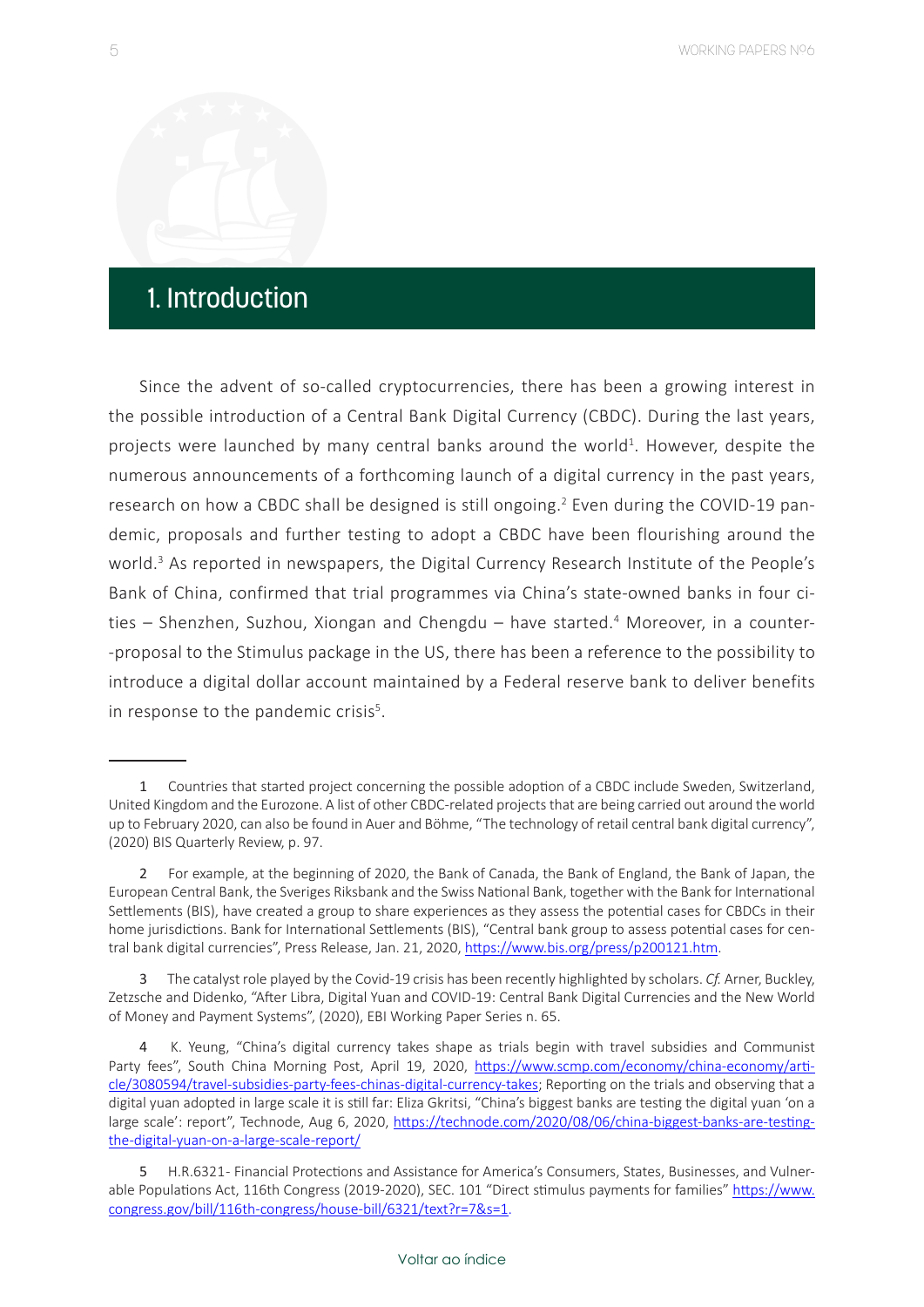# 1. Introduction

Since the advent of so-called cryptocurrencies, there has been a growing interest in the possible introduction of a Central Bank Digital Currency (CBDC). During the last years, projects were launched by many central banks around the world[1]. However, despite the numerous announcements of a forthcoming launch of a digital currency in the past years, research on how a CBDC shall be designed is still ongoing.[2] Even during the COVID-19 pandemic, proposals and further testing to adopt a CBDC have been flourishing around the world.[3] As reported in newspapers, the Digital Currency Research Institute of the People's Bank of China, confirmed that trial programmes via China's state-owned banks in four cities – Shenzhen, Suzhou, Xiongan and Chengdu – have started.[4] Moreover, in a counter-proposal to the Stimulus package in the US, there has been a reference to the possibility to introduce a digital dollar account maintained by a Federal reserve bank to deliver benefits in response to the pandemic crisis[5].

---

1 Countries that started project concerning the possible adoption of a CBDC include Sweden, Switzerland, United Kingdom and the Eurozone. A list of other CBDC-related projects that are being carried out around the world up to February 2020, can also be found in Auer and Böhme, "The technology of retail central bank digital currency", (2020) BIS Quarterly Review, p. 97.

2 For example, at the beginning of 2020, the Bank of Canada, the Bank of England, the Bank of Japan, the European Central Bank, the Sveriges Riksbank and the Swiss National Bank, together with the Bank for International Settlements (BIS), have created a group to share experiences as they assess the potential cases for CBDCs in their home jurisdictions. Bank for International Settlements (BIS), "Central bank group to assess potential cases for central bank digital currencies", Press Release, Jan. 21, 2020, https://www.bis.org/press/p200121.htm.

3 The catalyst role played by the Covid-19 crisis has been recently highlighted by scholars. *Cf.* Arner, Buckley, Zetzsche and Didenko, "After Libra, Digital Yuan and COVID-19: Central Bank Digital Currencies and the New World of Money and Payment Systems", (2020), EBI Working Paper Series n. 65.

4 K. Yeung, "China's digital currency takes shape as trials begin with travel subsidies and Communist Party fees", South China Morning Post, April 19, 2020, https://www.scmp.com/economy/china-economy/article/3080594/travel-subsidies-party-fees-chinas-digital-currency-takes; Reporting on the trials and observing that a digital yuan adopted in large scale it is still far: Eliza Gkritsi, "China's biggest banks are testing the digital yuan 'on a large scale': report", Technode, Aug 6, 2020, https://technode.com/2020/08/06/china-biggest-banks-are-testing-the-digital-yuan-on-a-large-scale-report/

5 H.R.6321- Financial Protections and Assistance for America's Consumers, States, Businesses, and Vulnerable Populations Act, 116th Congress (2019-2020), SEC. 101 "Direct stimulus payments for families" https://www.congress.gov/bill/116th-congress/house-bill/6321/text?r=7&s=1.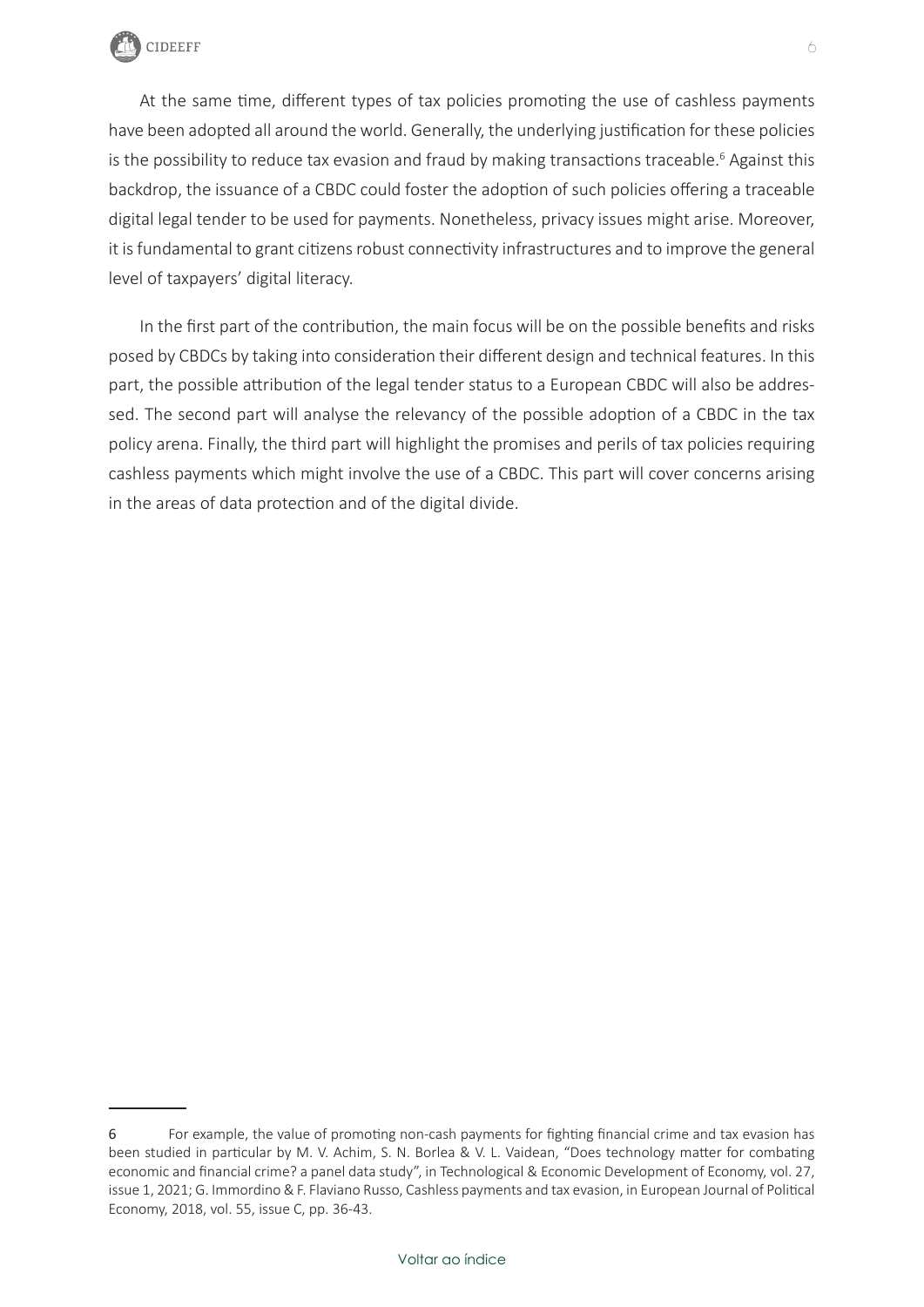At the same time, different types of tax policies promoting the use of cashless payments have been adopted all around the world. Generally, the underlying justification for these policies is the possibility to reduce tax evasion and fraud by making transactions traceable.[6] Against this backdrop, the issuance of a CBDC could foster the adoption of such policies offering a traceable digital legal tender to be used for payments. Nonetheless, privacy issues might arise. Moreover, it is fundamental to grant citizens robust connectivity infrastructures and to improve the general level of taxpayers' digital literacy.

In the first part of the contribution, the main focus will be on the possible benefits and risks posed by CBDCs by taking into consideration their different design and technical features. In this part, the possible attribution of the legal tender status to a European CBDC will also be addressed. The second part will analyse the relevancy of the possible adoption of a CBDC in the tax policy arena. Finally, the third part will highlight the promises and perils of tax policies requiring cashless payments which might involve the use of a CBDC. This part will cover concerns arising in the areas of data protection and of the digital divide.

---

6 For example, the value of promoting non-cash payments for fighting financial crime and tax evasion has been studied in particular by M. V. Achim, S. N. Borlea & V. L. Vaidean, "Does technology matter for combating economic and financial crime? a panel data study", in Technological & Economic Development of Economy, vol. 27, issue 1, 2021; G. Immordino & F. Flaviano Russo, Cashless payments and tax evasion, in European Journal of Political Economy, 2018, vol. 55, issue C, pp. 36-43.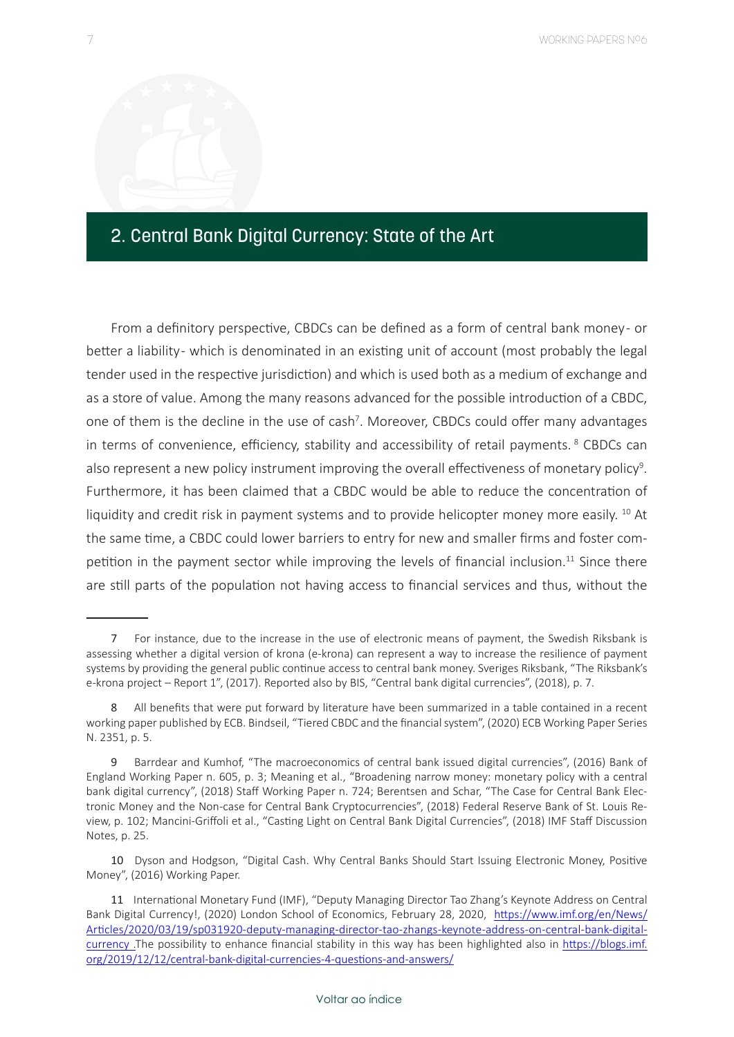## 2. Central Bank Digital Currency: State of the Art

From a definitory perspective, CBDCs can be defined as a form of central bank money- or better a liability- which is denominated in an existing unit of account (most probably the legal tender used in the respective jurisdiction) and which is used both as a medium of exchange and as a store of value. Among the many reasons advanced for the possible introduction of a CBDC, one of them is the decline in the use of cash[7]. Moreover, CBDCs could offer many advantages in terms of convenience, efficiency, stability and accessibility of retail payments. [8] CBDCs can also represent a new policy instrument improving the overall effectiveness of monetary policy[9]. Furthermore, it has been claimed that a CBDC would be able to reduce the concentration of liquidity and credit risk in payment systems and to provide helicopter money more easily. [10] At the same time, a CBDC could lower barriers to entry for new and smaller firms and foster competition in the payment sector while improving the levels of financial inclusion.[11] Since there are still parts of the population not having access to financial services and thus, without the

---

7 For instance, due to the increase in the use of electronic means of payment, the Swedish Riksbank is assessing whether a digital version of krona (e-krona) can represent a way to increase the resilience of payment systems by providing the general public continue access to central bank money. Sveriges Riksbank, "The Riksbank's e-krona project – Report 1", (2017). Reported also by BIS, "Central bank digital currencies", (2018), p. 7.

8 All benefits that were put forward by literature have been summarized in a table contained in a recent working paper published by ECB. Bindseil, "Tiered CBDC and the financial system", (2020) ECB Working Paper Series N. 2351, p. 5.

9 Barrdear and Kumhof, "The macroeconomics of central bank issued digital currencies", (2016) Bank of England Working Paper n. 605, p. 3; Meaning et al., "Broadening narrow money: monetary policy with a central bank digital currency", (2018) Staff Working Paper n. 724; Berentsen and Schar, "The Case for Central Bank Electronic Money and the Non-case for Central Bank Cryptocurrencies", (2018) Federal Reserve Bank of St. Louis Review, p. 102; Mancini-Griffoli et al., "Casting Light on Central Bank Digital Currencies", (2018) IMF Staff Discussion Notes, p. 25.

10 Dyson and Hodgson, "Digital Cash. Why Central Banks Should Start Issuing Electronic Money, Positive Money", (2016) Working Paper.

11 International Monetary Fund (IMF), "Deputy Managing Director Tao Zhang's Keynote Address on Central Bank Digital Currency!, (2020) London School of Economics, February 28, 2020, https://www.imf.org/en/News/Articles/2020/03/19/sp031920-deputy-managing-director-tao-zhangs-keynote-address-on-central-bank-digital-currency .The possibility to enhance financial stability in this way has been highlighted also in https://blogs.imf.org/2019/12/12/central-bank-digital-currencies-4-questions-and-answers/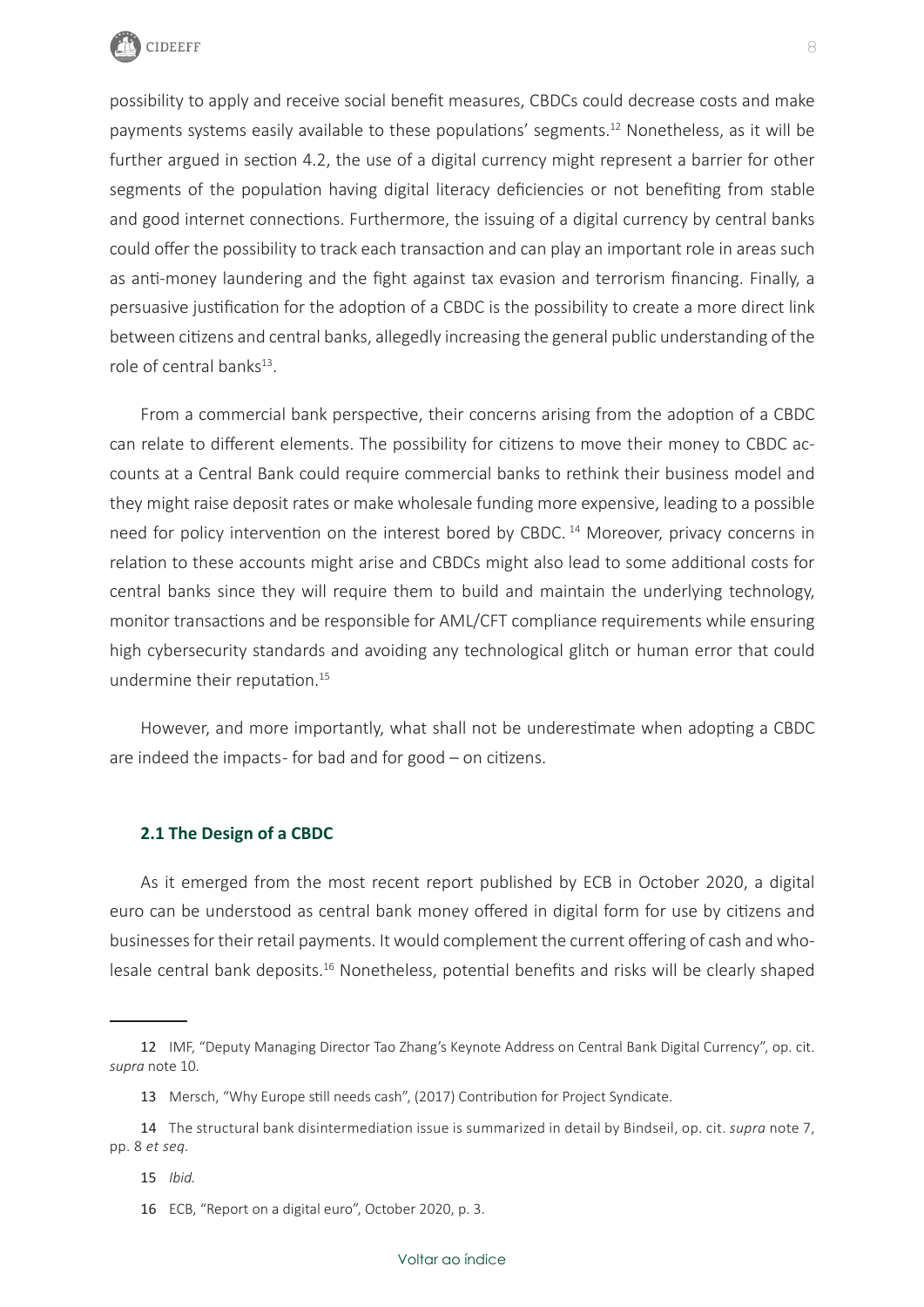possibility to apply and receive social benefit measures, CBDCs could decrease costs and make payments systems easily available to these populations' segments.[12] Nonetheless, as it will be further argued in section 4.2, the use of a digital currency might represent a barrier for other segments of the population having digital literacy deficiencies or not benefiting from stable and good internet connections. Furthermore, the issuing of a digital currency by central banks could offer the possibility to track each transaction and can play an important role in areas such as anti-money laundering and the fight against tax evasion and terrorism financing. Finally, a persuasive justification for the adoption of a CBDC is the possibility to create a more direct link between citizens and central banks, allegedly increasing the general public understanding of the role of central banks[13].

From a commercial bank perspective, their concerns arising from the adoption of a CBDC can relate to different elements. The possibility for citizens to move their money to CBDC accounts at a Central Bank could require commercial banks to rethink their business model and they might raise deposit rates or make wholesale funding more expensive, leading to a possible need for policy intervention on the interest bored by CBDC. [14] Moreover, privacy concerns in relation to these accounts might arise and CBDCs might also lead to some additional costs for central banks since they will require them to build and maintain the underlying technology, monitor transactions and be responsible for AML/CFT compliance requirements while ensuring high cybersecurity standards and avoiding any technological glitch or human error that could undermine their reputation.[15]

However, and more importantly, what shall not be underestimate when adopting a CBDC are indeed the impacts- for bad and for good – on citizens.

### 2.1 The Design of a CBDC

As it emerged from the most recent report published by ECB in October 2020, a digital euro can be understood as central bank money offered in digital form for use by citizens and businesses for their retail payments. It would complement the current offering of cash and wholesale central bank deposits.[16] Nonetheless, potential benefits and risks will be clearly shaped

---

12 IMF, "Deputy Managing Director Tao Zhang's Keynote Address on Central Bank Digital Currency", op. cit. *supra* note 10.

13 Mersch, "Why Europe still needs cash", (2017) Contribution for Project Syndicate.

14 The structural bank disintermediation issue is summarized in detail by Bindseil, op. cit. *supra* note 7, pp. 8 *et seq.*

15 *Ibid.*

16 ECB, "Report on a digital euro", October 2020, p. 3.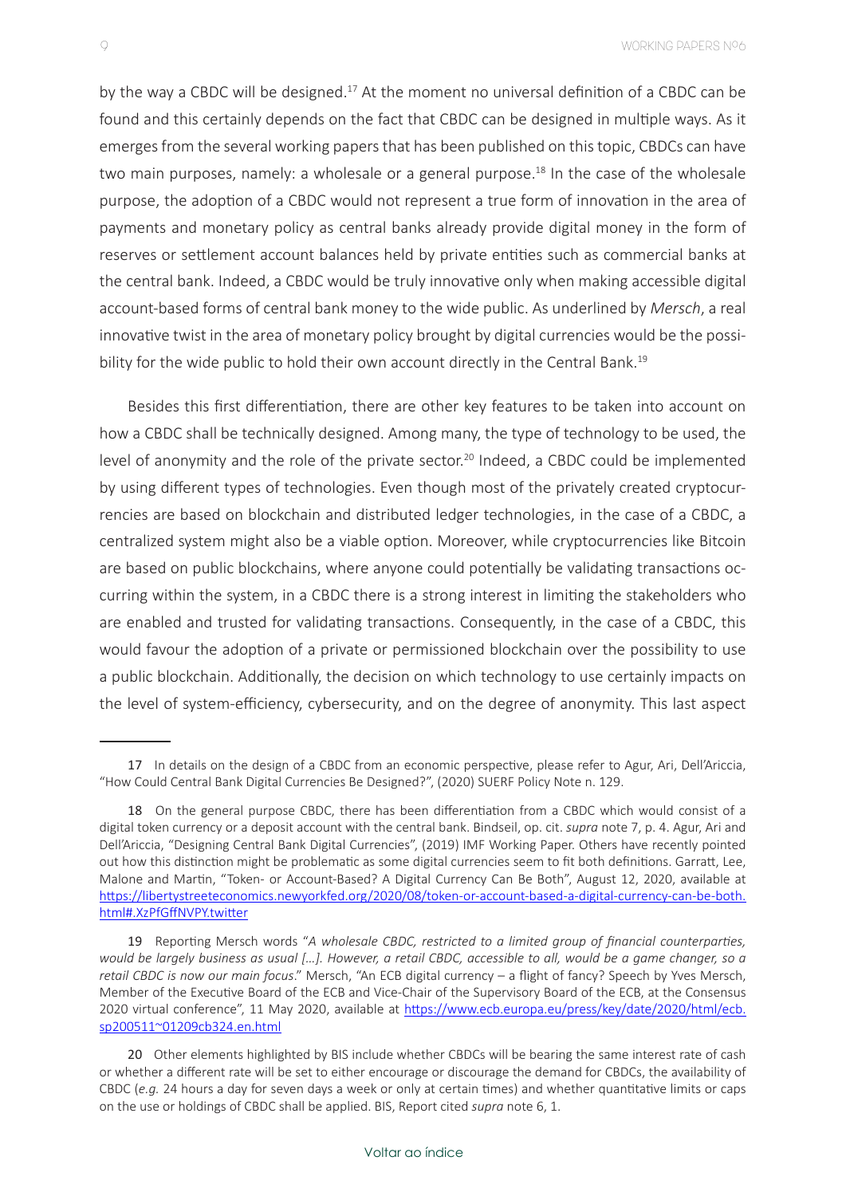by the way a CBDC will be designed.[17] At the moment no universal definition of a CBDC can be found and this certainly depends on the fact that CBDC can be designed in multiple ways. As it emerges from the several working papers that has been published on this topic, CBDCs can have two main purposes, namely: a wholesale or a general purpose.[18] In the case of the wholesale purpose, the adoption of a CBDC would not represent a true form of innovation in the area of payments and monetary policy as central banks already provide digital money in the form of reserves or settlement account balances held by private entities such as commercial banks at the central bank. Indeed, a CBDC would be truly innovative only when making accessible digital account-based forms of central bank money to the wide public. As underlined by *Mersch*, a real innovative twist in the area of monetary policy brought by digital currencies would be the possibility for the wide public to hold their own account directly in the Central Bank.[19]

Besides this first differentiation, there are other key features to be taken into account on how a CBDC shall be technically designed. Among many, the type of technology to be used, the level of anonymity and the role of the private sector.[20] Indeed, a CBDC could be implemented by using different types of technologies. Even though most of the privately created cryptocurrencies are based on blockchain and distributed ledger technologies, in the case of a CBDC, a centralized system might also be a viable option. Moreover, while cryptocurrencies like Bitcoin are based on public blockchains, where anyone could potentially be validating transactions occurring within the system, in a CBDC there is a strong interest in limiting the stakeholders who are enabled and trusted for validating transactions. Consequently, in the case of a CBDC, this would favour the adoption of a private or permissioned blockchain over the possibility to use a public blockchain. Additionally, the decision on which technology to use certainly impacts on the level of system-efficiency, cybersecurity, and on the degree of anonymity. This last aspect

---

17 In details on the design of a CBDC from an economic perspective, please refer to Agur, Ari, Dell'Ariccia, "How Could Central Bank Digital Currencies Be Designed?", (2020) SUERF Policy Note n. 129.

18 On the general purpose CBDC, there has been differentiation from a CBDC which would consist of a digital token currency or a deposit account with the central bank. Bindseil, op. cit. *supra* note 7, p. 4. Agur, Ari and Dell'Ariccia, "Designing Central Bank Digital Currencies", (2019) IMF Working Paper. Others have recently pointed out how this distinction might be problematic as some digital currencies seem to fit both definitions. Garratt, Lee, Malone and Martin, "Token- or Account-Based? A Digital Currency Can Be Both", August 12, 2020, available at https://libertystreeteconomics.newyorkfed.org/2020/08/token-or-account-based-a-digital-currency-can-be-both.html#.XzPfGffNVPY.twitter

19 Reporting Mersch words "*A wholesale CBDC, restricted to a limited group of financial counterparties, would be largely business as usual [...]. However, a retail CBDC, accessible to all, would be a game changer, so a retail CBDC is now our main focus*." Mersch, "An ECB digital currency – a flight of fancy? Speech by Yves Mersch, Member of the Executive Board of the ECB and Vice-Chair of the Supervisory Board of the ECB, at the Consensus 2020 virtual conference", 11 May 2020, available at https://www.ecb.europa.eu/press/key/date/2020/html/ecb.sp200511~01209cb324.en.html

20 Other elements highlighted by BIS include whether CBDCs will be bearing the same interest rate of cash or whether a different rate will be set to either encourage or discourage the demand for CBDCs, the availability of CBDC (*e.g.* 24 hours a day for seven days a week or only at certain times) and whether quantitative limits or caps on the use or holdings of CBDC shall be applied. BIS, Report cited *supra* note 6, 1.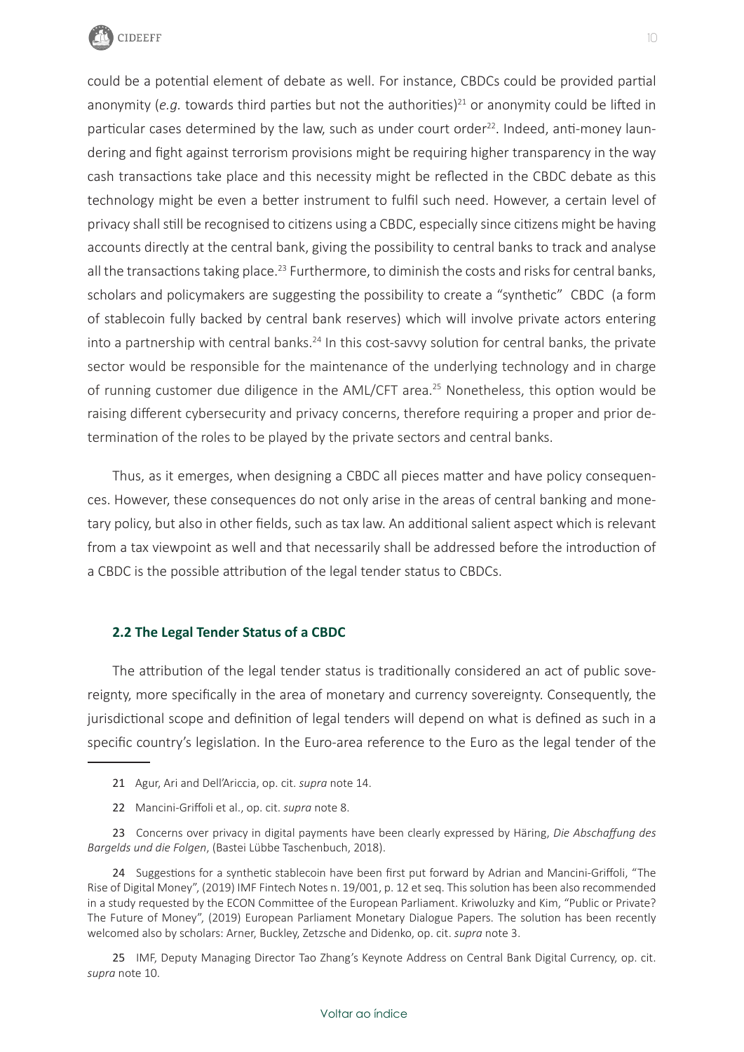could be a potential element of debate as well. For instance, CBDCs could be provided partial anonymity (*e.g.* towards third parties but not the authorities)[21] or anonymity could be lifted in particular cases determined by the law, such as under court order[22]. Indeed, anti-money laundering and fight against terrorism provisions might be requiring higher transparency in the way cash transactions take place and this necessity might be reflected in the CBDC debate as this technology might be even a better instrument to fulfil such need. However, a certain level of privacy shall still be recognised to citizens using a CBDC, especially since citizens might be having accounts directly at the central bank, giving the possibility to central banks to track and analyse all the transactions taking place.[23] Furthermore, to diminish the costs and risks for central banks, scholars and policymakers are suggesting the possibility to create a "synthetic" CBDC (a form of stablecoin fully backed by central bank reserves) which will involve private actors entering into a partnership with central banks.[24] In this cost-savvy solution for central banks, the private sector would be responsible for the maintenance of the underlying technology and in charge of running customer due diligence in the AML/CFT area.[25] Nonetheless, this option would be raising different cybersecurity and privacy concerns, therefore requiring a proper and prior determination of the roles to be played by the private sectors and central banks.

Thus, as it emerges, when designing a CBDC all pieces matter and have policy consequences. However, these consequences do not only arise in the areas of central banking and monetary policy, but also in other fields, such as tax law. An additional salient aspect which is relevant from a tax viewpoint as well and that necessarily shall be addressed before the introduction of a CBDC is the possible attribution of the legal tender status to CBDCs.

### 2.2 The Legal Tender Status of a CBDC

The attribution of the legal tender status is traditionally considered an act of public sovereignty, more specifically in the area of monetary and currency sovereignty. Consequently, the jurisdictional scope and definition of legal tenders will depend on what is defined as such in a specific country's legislation. In the Euro-area reference to the Euro as the legal tender of the

---

21 Agur, Ari and Dell'Ariccia, op. cit. *supra* note 14.

22 Mancini-Griffoli et al., op. cit. *supra* note 8.

23 Concerns over privacy in digital payments have been clearly expressed by Häring, *Die Abschaffung des Bargelds und die Folgen*, (Bastei Lübbe Taschenbuch, 2018).

24 Suggestions for a synthetic stablecoin have been first put forward by Adrian and Mancini-Griffoli, "The Rise of Digital Money", (2019) IMF Fintech Notes n. 19/001, p. 12 et seq. This solution has been also recommended in a study requested by the ECON Committee of the European Parliament. Kriwoluzky and Kim, "Public or Private? The Future of Money", (2019) European Parliament Monetary Dialogue Papers. The solution has been recently welcomed also by scholars: Arner, Buckley, Zetzsche and Didenko, op. cit. *supra* note 3.

25 IMF, Deputy Managing Director Tao Zhang's Keynote Address on Central Bank Digital Currency, op. cit. *supra* note 10.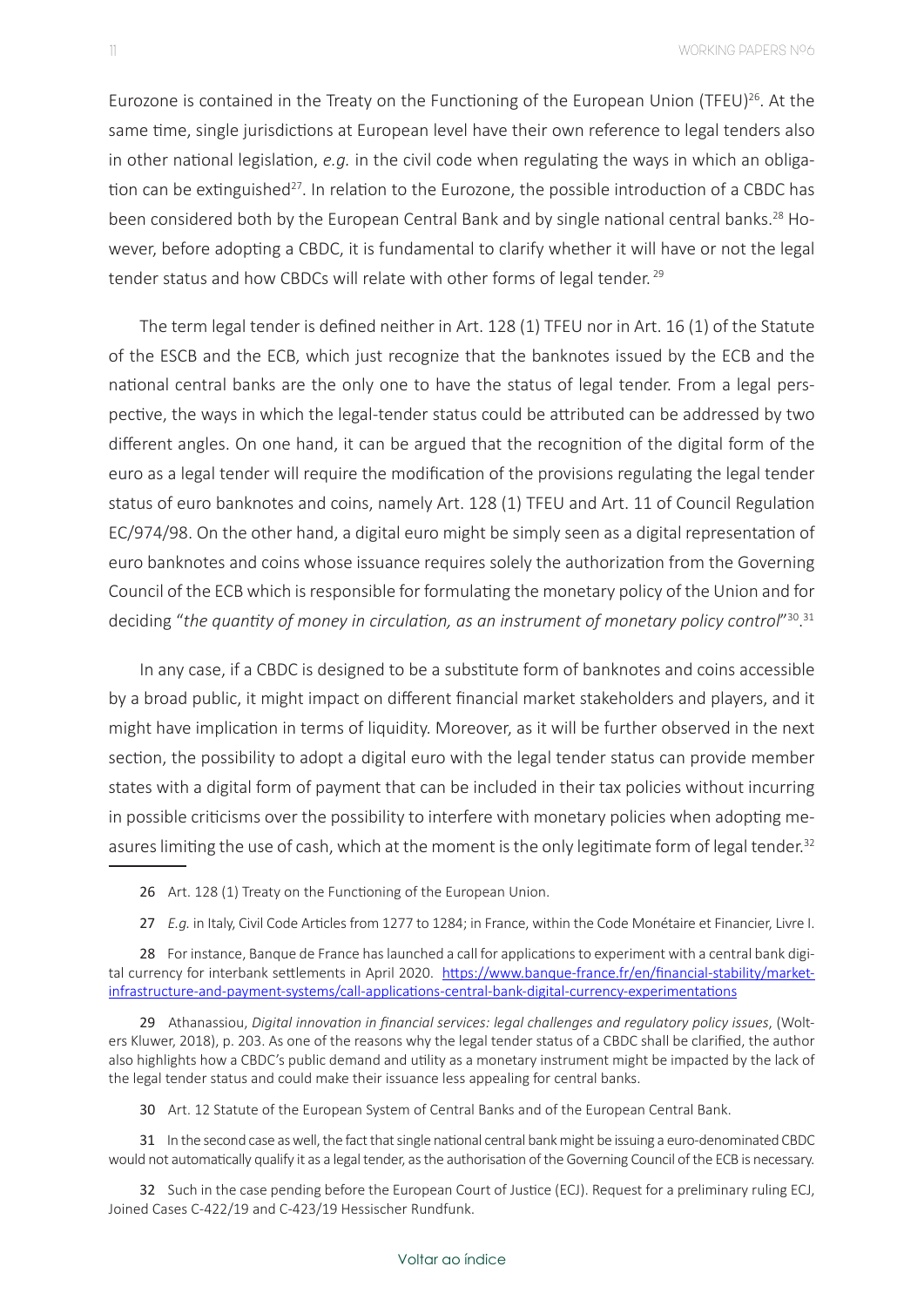Eurozone is contained in the Treaty on the Functioning of the European Union (TFEU)[26]. At the same time, single jurisdictions at European level have their own reference to legal tenders also in other national legislation, *e.g.* in the civil code when regulating the ways in which an obligation can be extinguished[27]. In relation to the Eurozone, the possible introduction of a CBDC has been considered both by the European Central Bank and by single national central banks.[28] However, before adopting a CBDC, it is fundamental to clarify whether it will have or not the legal tender status and how CBDCs will relate with other forms of legal tender.[29]

The term legal tender is defined neither in Art. 128 (1) TFEU nor in Art. 16 (1) of the Statute of the ESCB and the ECB, which just recognize that the banknotes issued by the ECB and the national central banks are the only one to have the status of legal tender. From a legal perspective, the ways in which the legal-tender status could be attributed can be addressed by two different angles. On one hand, it can be argued that the recognition of the digital form of the euro as a legal tender will require the modification of the provisions regulating the legal tender status of euro banknotes and coins, namely Art. 128 (1) TFEU and Art. 11 of Council Regulation EC/974/98. On the other hand, a digital euro might be simply seen as a digital representation of euro banknotes and coins whose issuance requires solely the authorization from the Governing Council of the ECB which is responsible for formulating the monetary policy of the Union and for deciding "*the quantity of money in circulation, as an instrument of monetary policy control*"[30].[31]

In any case, if a CBDC is designed to be a substitute form of banknotes and coins accessible by a broad public, it might impact on different financial market stakeholders and players, and it might have implication in terms of liquidity. Moreover, as it will be further observed in the next section, the possibility to adopt a digital euro with the legal tender status can provide member states with a digital form of payment that can be included in their tax policies without incurring in possible criticisms over the possibility to interfere with monetary policies when adopting measures limiting the use of cash, which at the moment is the only legitimate form of legal tender.[32]

---

26 Art. 128 (1) Treaty on the Functioning of the European Union.

27 *E.g.* in Italy, Civil Code Articles from 1277 to 1284; in France, within the Code Monétaire et Financier, Livre I.

28 For instance, Banque de France has launched a call for applications to experiment with a central bank digital currency for interbank settlements in April 2020. https://www.banque-france.fr/en/financial-stability/market-infrastructure-and-payment-systems/call-applications-central-bank-digital-currency-experimentations

29 Athanassiou, *Digital innovation in financial services: legal challenges and regulatory policy issues*, (Wolters Kluwer, 2018), p. 203. As one of the reasons why the legal tender status of a CBDC shall be clarified, the author also highlights how a CBDC's public demand and utility as a monetary instrument might be impacted by the lack of the legal tender status and could make their issuance less appealing for central banks.

30 Art. 12 Statute of the European System of Central Banks and of the European Central Bank.

31 In the second case as well, the fact that single national central bank might be issuing a euro-denominated CBDC would not automatically qualify it as a legal tender, as the authorisation of the Governing Council of the ECB is necessary.

32 Such in the case pending before the European Court of Justice (ECJ). Request for a preliminary ruling ECJ, Joined Cases C-422/19 and C-423/19 Hessischer Rundfunk.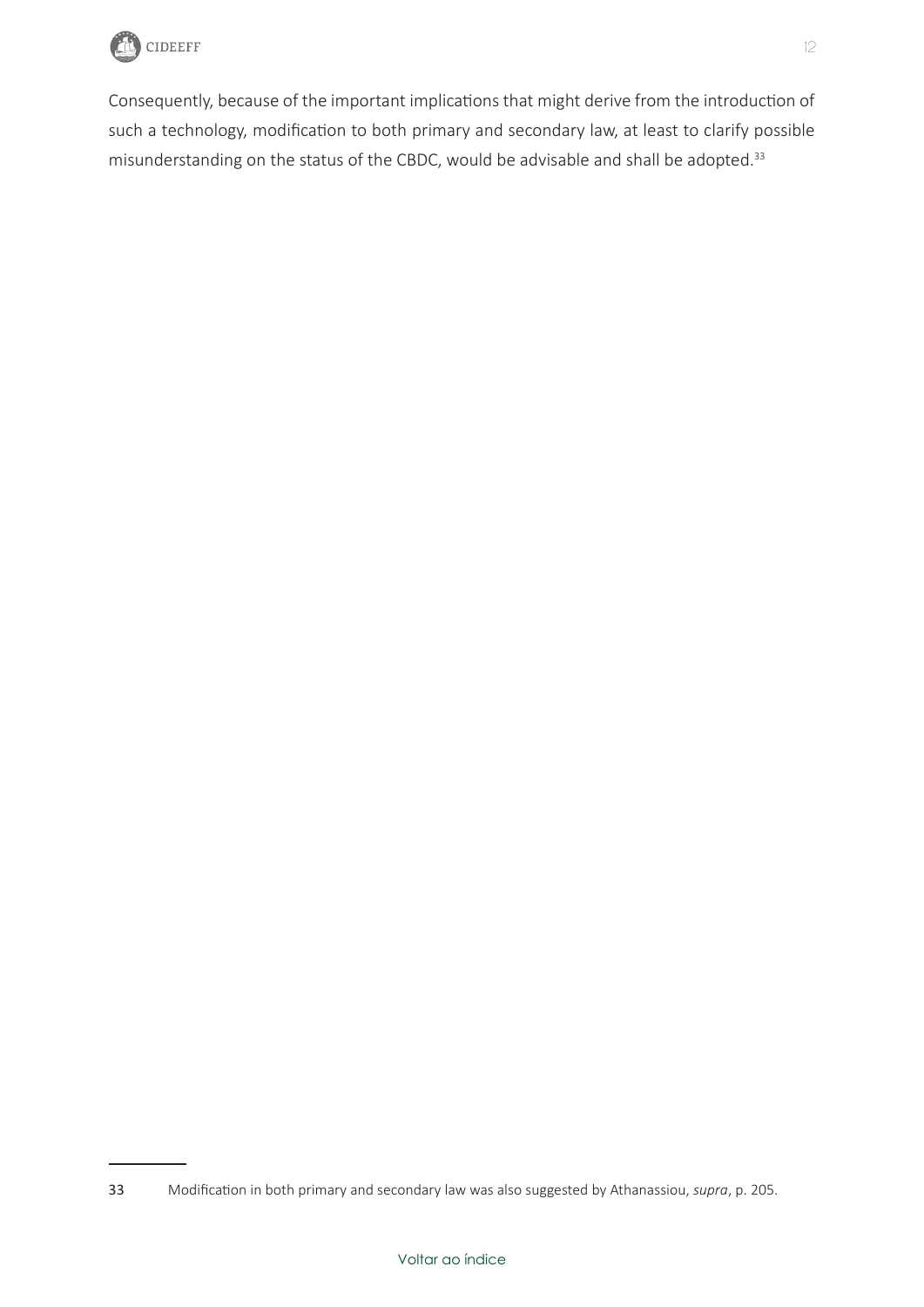Consequently, because of the important implications that might derive from the introduction of such a technology, modification to both primary and secondary law, at least to clarify possible misunderstanding on the status of the CBDC, would be advisable and shall be adopted.[33]

---

33 Modification in both primary and secondary law was also suggested by Athanassiou, *supra*, p. 205.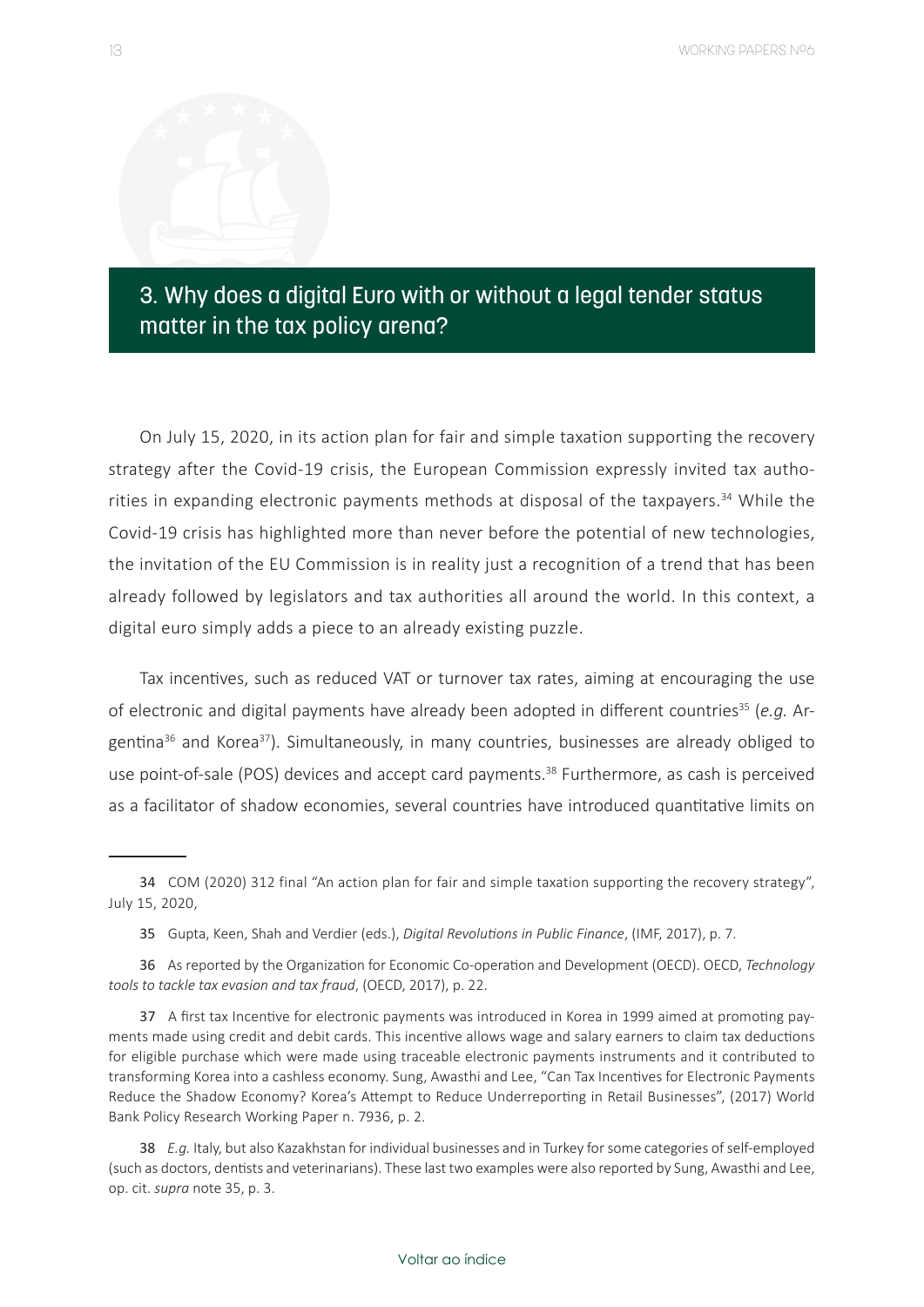## 3. Why does a digital Euro with or without a legal tender status matter in the tax policy arena?

On July 15, 2020, in its action plan for fair and simple taxation supporting the recovery strategy after the Covid-19 crisis, the European Commission expressly invited tax authorities in expanding electronic payments methods at disposal of the taxpayers.[34] While the Covid-19 crisis has highlighted more than never before the potential of new technologies, the invitation of the EU Commission is in reality just a recognition of a trend that has been already followed by legislators and tax authorities all around the world. In this context, a digital euro simply adds a piece to an already existing puzzle.

Tax incentives, such as reduced VAT or turnover tax rates, aiming at encouraging the use of electronic and digital payments have already been adopted in different countries[35] (*e.g.* Argentina[36] and Korea[37]). Simultaneously, in many countries, businesses are already obliged to use point-of-sale (POS) devices and accept card payments.[38] Furthermore, as cash is perceived as a facilitator of shadow economies, several countries have introduced quantitative limits on

---

34 COM (2020) 312 final "An action plan for fair and simple taxation supporting the recovery strategy", July 15, 2020,

35 Gupta, Keen, Shah and Verdier (eds.), *Digital Revolutions in Public Finance*, (IMF, 2017), p. 7.

36 As reported by the Organization for Economic Co-operation and Development (OECD). OECD, *Technology tools to tackle tax evasion and tax fraud*, (OECD, 2017), p. 22.

37 A first tax Incentive for electronic payments was introduced in Korea in 1999 aimed at promoting payments made using credit and debit cards. This incentive allows wage and salary earners to claim tax deductions for eligible purchase which were made using traceable electronic payments instruments and it contributed to transforming Korea into a cashless economy. Sung, Awasthi and Lee, "Can Tax Incentives for Electronic Payments Reduce the Shadow Economy? Korea's Attempt to Reduce Underreporting in Retail Businesses", (2017) World Bank Policy Research Working Paper n. 7936, p. 2.

38 *E.g.* Italy, but also Kazakhstan for individual businesses and in Turkey for some categories of self-employed (such as doctors, dentists and veterinarians). These last two examples were also reported by Sung, Awasthi and Lee, op. cit. *supra* note 35, p. 3.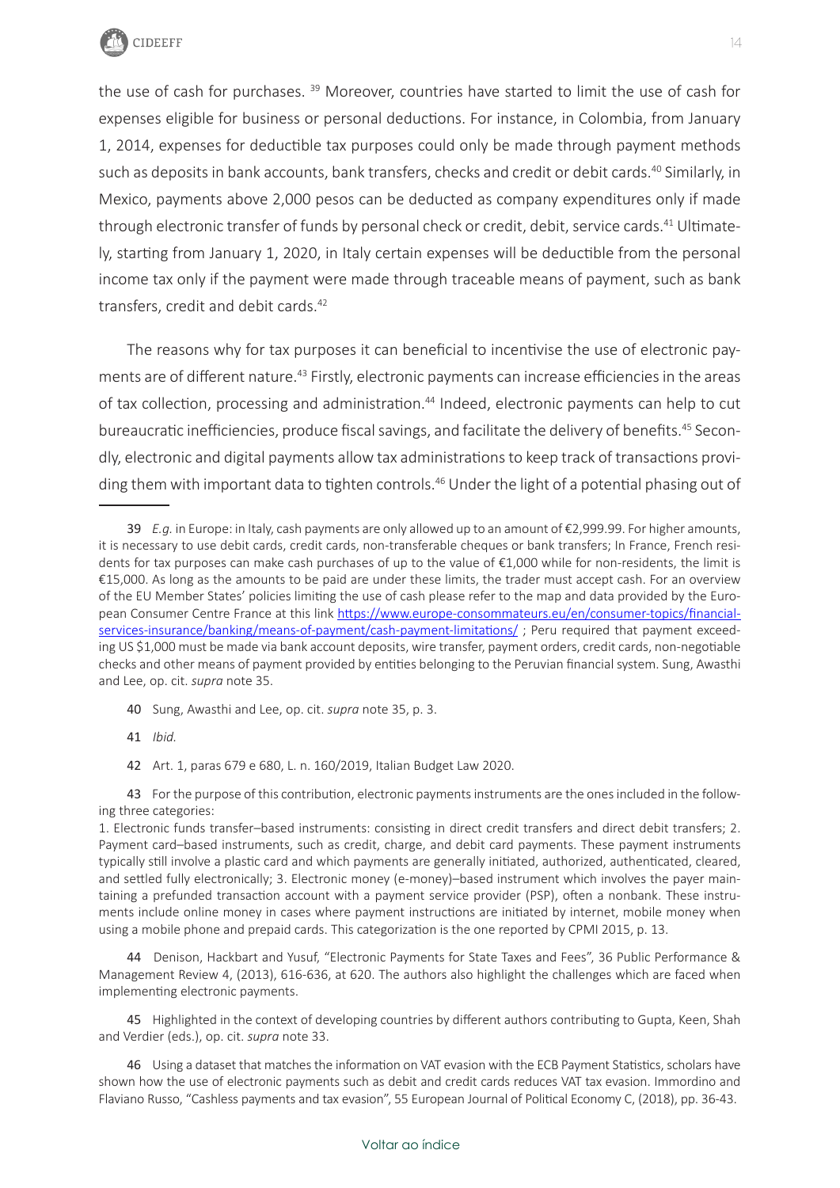the use of cash for purchases. [39] Moreover, countries have started to limit the use of cash for expenses eligible for business or personal deductions. For instance, in Colombia, from January 1, 2014, expenses for deductible tax purposes could only be made through payment methods such as deposits in bank accounts, bank transfers, checks and credit or debit cards.[40] Similarly, in Mexico, payments above 2,000 pesos can be deducted as company expenditures only if made through electronic transfer of funds by personal check or credit, debit, service cards.[41] Ultimately, starting from January 1, 2020, in Italy certain expenses will be deductible from the personal income tax only if the payment were made through traceable means of payment, such as bank transfers, credit and debit cards.[42]

The reasons why for tax purposes it can beneficial to incentivise the use of electronic payments are of different nature.[43] Firstly, electronic payments can increase efficiencies in the areas of tax collection, processing and administration.[44] Indeed, electronic payments can help to cut bureaucratic inefficiencies, produce fiscal savings, and facilitate the delivery of benefits.[45] Secondly, electronic and digital payments allow tax administrations to keep track of transactions providing them with important data to tighten controls.[46] Under the light of a potential phasing out of

---

39 *E.g.* in Europe: in Italy, cash payments are only allowed up to an amount of €2,999.99. For higher amounts, it is necessary to use debit cards, credit cards, non-transferable cheques or bank transfers; In France, French residents for tax purposes can make cash purchases of up to the value of €1,000 while for non-residents, the limit is €15,000. As long as the amounts to be paid are under these limits, the trader must accept cash. For an overview of the EU Member States' policies limiting the use of cash please refer to the map and data provided by the European Consumer Centre France at this link https://www.europe-consommateurs.eu/en/consumer-topics/financial-services-insurance/banking/means-of-payment/cash-payment-limitations/ ; Peru required that payment exceeding US $1,000 must be made via bank account deposits, wire transfer, payment orders, credit cards, non-negotiable checks and other means of payment provided by entities belonging to the Peruvian financial system. Sung, Awasthi and Lee, op. cit. *supra* note 35.

40 Sung, Awasthi and Lee, op. cit. *supra* note 35, p. 3.

41 *Ibid.*

42 Art. 1, paras 679 e 680, L. n. 160/2019, Italian Budget Law 2020.

43 For the purpose of this contribution, electronic payments instruments are the ones included in the following three categories:
1. Electronic funds transfer–based instruments: consisting in direct credit transfers and direct debit transfers; 2. Payment card–based instruments, such as credit, charge, and debit card payments. These payment instruments typically still involve a plastic card and which payments are generally initiated, authorized, authenticated, cleared, and settled fully electronically; 3. Electronic money (e-money)–based instrument which involves the payer maintaining a prefunded transaction account with a payment service provider (PSP), often a nonbank. These instruments include online money in cases where payment instructions are initiated by internet, mobile money when using a mobile phone and prepaid cards. This categorization is the one reported by CPMI 2015, p. 13.

44 Denison, Hackbart and Yusuf, "Electronic Payments for State Taxes and Fees", 36 Public Performance & Management Review 4, (2013), 616-636, at 620. The authors also highlight the challenges which are faced when implementing electronic payments.

45 Highlighted in the context of developing countries by different authors contributing to Gupta, Keen, Shah and Verdier (eds.), op. cit. *supra* note 33.

46 Using a dataset that matches the information on VAT evasion with the ECB Payment Statistics, scholars have shown how the use of electronic payments such as debit and credit cards reduces VAT tax evasion. Immordino and Flaviano Russo, "Cashless payments and tax evasion", 55 European Journal of Political Economy C, (2018), pp. 36-43.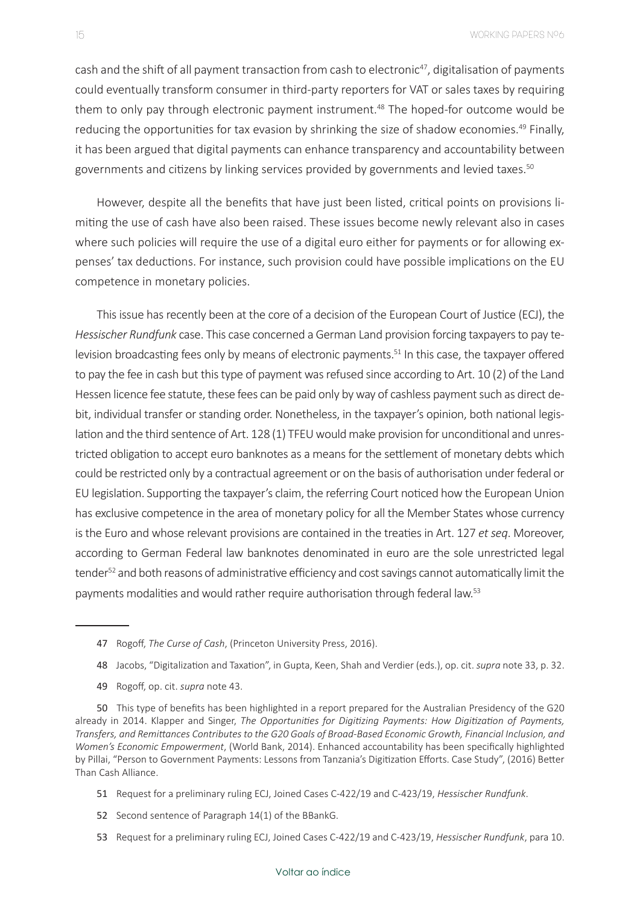cash and the shift of all payment transaction from cash to electronic[47], digitalisation of payments could eventually transform consumer in third-party reporters for VAT or sales taxes by requiring them to only pay through electronic payment instrument.[48] The hoped-for outcome would be reducing the opportunities for tax evasion by shrinking the size of shadow economies.[49] Finally, it has been argued that digital payments can enhance transparency and accountability between governments and citizens by linking services provided by governments and levied taxes.[50]

However, despite all the benefits that have just been listed, critical points on provisions limiting the use of cash have also been raised. These issues become newly relevant also in cases where such policies will require the use of a digital euro either for payments or for allowing expenses' tax deductions. For instance, such provision could have possible implications on the EU competence in monetary policies.

This issue has recently been at the core of a decision of the European Court of Justice (ECJ), the *Hessischer Rundfunk* case. This case concerned a German Land provision forcing taxpayers to pay television broadcasting fees only by means of electronic payments.[51] In this case, the taxpayer offered to pay the fee in cash but this type of payment was refused since according to Art. 10 (2) of the Land Hessen licence fee statute, these fees can be paid only by way of cashless payment such as direct debit, individual transfer or standing order. Nonetheless, in the taxpayer's opinion, both national legislation and the third sentence of Art. 128 (1) TFEU would make provision for unconditional and unrestricted obligation to accept euro banknotes as a means for the settlement of monetary debts which could be restricted only by a contractual agreement or on the basis of authorisation under federal or EU legislation. Supporting the taxpayer's claim, the referring Court noticed how the European Union has exclusive competence in the area of monetary policy for all the Member States whose currency is the Euro and whose relevant provisions are contained in the treaties in Art. 127 *et seq*. Moreover, according to German Federal law banknotes denominated in euro are the sole unrestricted legal tender[52] and both reasons of administrative efficiency and cost savings cannot automatically limit the payments modalities and would rather require authorisation through federal law.[53]

---

47 Rogoff, *The Curse of Cash*, (Princeton University Press, 2016).

48 Jacobs, "Digitalization and Taxation", in Gupta, Keen, Shah and Verdier (eds.), op. cit. *supra* note 33, p. 32.

49 Rogoff, op. cit. *supra* note 43.

50 This type of benefits has been highlighted in a report prepared for the Australian Presidency of the G20 already in 2014. Klapper and Singer, *The Opportunities for Digitizing Payments: How Digitization of Payments, Transfers, and Remittances Contributes to the G20 Goals of Broad-Based Economic Growth, Financial Inclusion, and Women's Economic Empowerment*, (World Bank, 2014). Enhanced accountability has been specifically highlighted by Pillai, "Person to Government Payments: Lessons from Tanzania's Digitization Efforts. Case Study", (2016) Better Than Cash Alliance.

51 Request for a preliminary ruling ECJ, Joined Cases C-422/19 and C-423/19, *Hessischer Rundfunk*.

52 Second sentence of Paragraph 14(1) of the BBankG.

53 Request for a preliminary ruling ECJ, Joined Cases C-422/19 and C-423/19, *Hessischer Rundfunk*, para 10.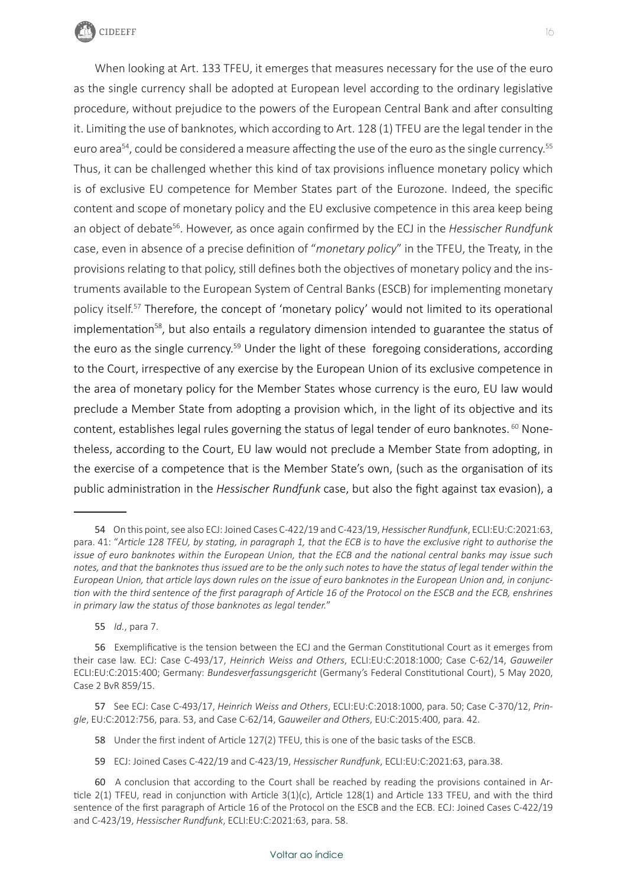When looking at Art. 133 TFEU, it emerges that measures necessary for the use of the euro as the single currency shall be adopted at European level according to the ordinary legislative procedure, without prejudice to the powers of the European Central Bank and after consulting it. Limiting the use of banknotes, which according to Art. 128 (1) TFEU are the legal tender in the euro area[54], could be considered a measure affecting the use of the euro as the single currency.[55] Thus, it can be challenged whether this kind of tax provisions influence monetary policy which is of exclusive EU competence for Member States part of the Eurozone. Indeed, the specific content and scope of monetary policy and the EU exclusive competence in this area keep being an object of debate[56]. However, as once again confirmed by the ECJ in the *Hessischer Rundfunk* case, even in absence of a precise definition of "*monetary policy*" in the TFEU, the Treaty, in the provisions relating to that policy, still defines both the objectives of monetary policy and the instruments available to the European System of Central Banks (ESCB) for implementing monetary policy itself.[57] Therefore, the concept of 'monetary policy' would not limited to its operational implementation[58], but also entails a regulatory dimension intended to guarantee the status of the euro as the single currency.[59] Under the light of these foregoing considerations, according to the Court, irrespective of any exercise by the European Union of its exclusive competence in the area of monetary policy for the Member States whose currency is the euro, EU law would preclude a Member State from adopting a provision which, in the light of its objective and its content, establishes legal rules governing the status of legal tender of euro banknotes.[60] Nonetheless, according to the Court, EU law would not preclude a Member State from adopting, in the exercise of a competence that is the Member State's own, (such as the organisation of its public administration in the *Hessischer Rundfunk* case, but also the fight against tax evasion), a

---

54 On this point, see also ECJ: Joined Cases C-422/19 and C-423/19, *Hessischer Rundfunk*, ECLI:EU:C:2021:63, para. 41: "*Article 128 TFEU, by stating, in paragraph 1, that the ECB is to have the exclusive right to authorise the issue of euro banknotes within the European Union, that the ECB and the national central banks may issue such notes, and that the banknotes thus issued are to be the only such notes to have the status of legal tender within the European Union, that article lays down rules on the issue of euro banknotes in the European Union and, in conjunction with the third sentence of the first paragraph of Article 16 of the Protocol on the ESCB and the ECB, enshrines in primary law the status of those banknotes as legal tender.*"

55 *Id.*, para 7.

56 Exemplificative is the tension between the ECJ and the German Constitutional Court as it emerges from their case law. ECJ: Case C-493/17, *Heinrich Weiss and Others*, ECLI:EU:C:2018:1000; Case C-62/14, *Gauweiler* ECLI:EU:C:2015:400; Germany: *Bundesverfassungsgericht* (Germany's Federal Constitutional Court), 5 May 2020, Case 2 BvR 859/15.

57 See ECJ: Case C-493/17, *Heinrich Weiss and Others*, ECLI:EU:C:2018:1000, para. 50; Case C-370/12, *Pringle*, EU:C:2012:756, para. 53, and Case C-62/14, G*auweiler and Others*, EU:C:2015:400, para. 42.

58 Under the first indent of Article 127(2) TFEU, this is one of the basic tasks of the ESCB.

59 ECJ: Joined Cases C-422/19 and C-423/19, *Hessischer Rundfunk*, ECLI:EU:C:2021:63, para.38.

60 A conclusion that according to the Court shall be reached by reading the provisions contained in Article 2(1) TFEU, read in conjunction with Article 3(1)(c), Article 128(1) and Article 133 TFEU, and with the third sentence of the first paragraph of Article 16 of the Protocol on the ESCB and the ECB. ECJ: Joined Cases C-422/19 and C-423/19, *Hessischer Rundfunk*, ECLI:EU:C:2021:63, para. 58.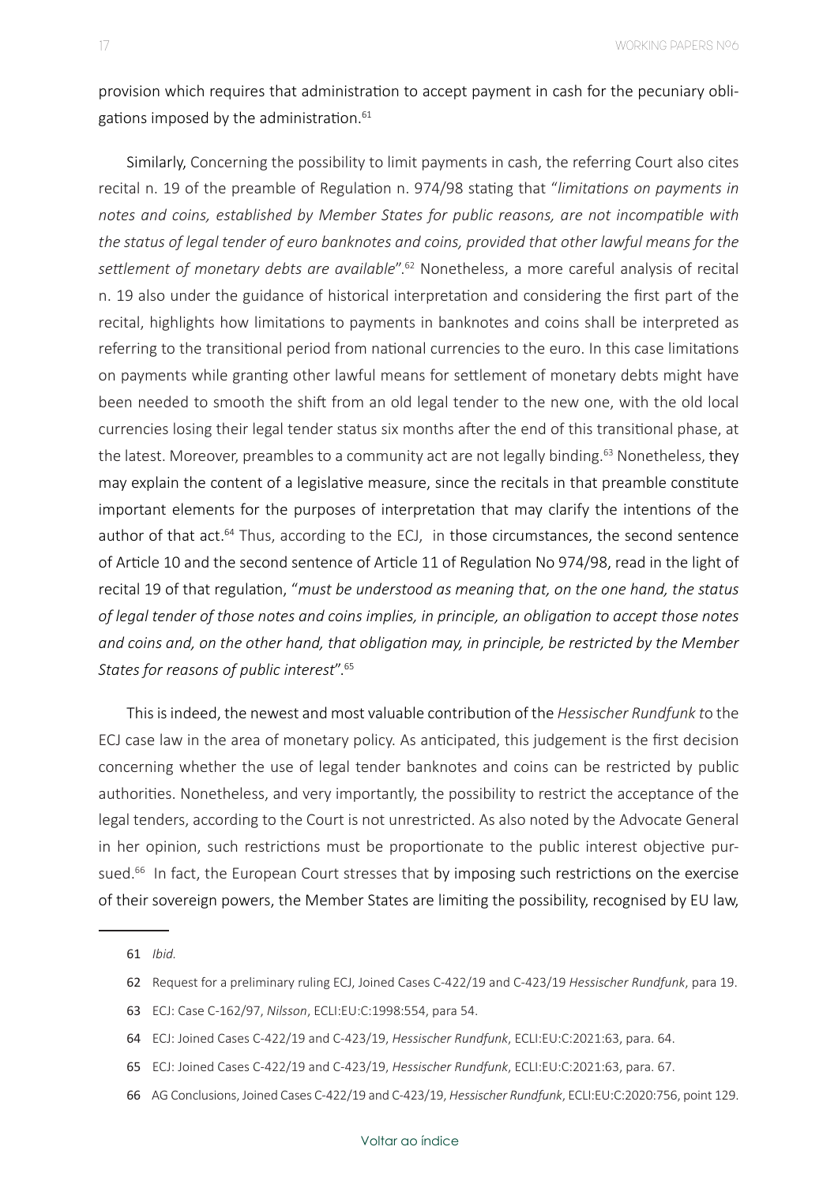provision which requires that administration to accept payment in cash for the pecuniary obligations imposed by the administration.[61]

Similarly, Concerning the possibility to limit payments in cash, the referring Court also cites recital n. 19 of the preamble of Regulation n. 974/98 stating that "*limitations on payments in notes and coins, established by Member States for public reasons, are not incompatible with the status of legal tender of euro banknotes and coins, provided that other lawful means for the settlement of monetary debts are available*".[62] Nonetheless, a more careful analysis of recital n. 19 also under the guidance of historical interpretation and considering the first part of the recital, highlights how limitations to payments in banknotes and coins shall be interpreted as referring to the transitional period from national currencies to the euro. In this case limitations on payments while granting other lawful means for settlement of monetary debts might have been needed to smooth the shift from an old legal tender to the new one, with the old local currencies losing their legal tender status six months after the end of this transitional phase, at the latest. Moreover, preambles to a community act are not legally binding.[63] Nonetheless, they may explain the content of a legislative measure, since the recitals in that preamble constitute important elements for the purposes of interpretation that may clarify the intentions of the author of that act.[64] Thus, according to the ECJ, in those circumstances, the second sentence of Article 10 and the second sentence of Article 11 of Regulation No 974/98, read in the light of recital 19 of that regulation, "*must be understood as meaning that, on the one hand, the status of legal tender of those notes and coins implies, in principle, an obligation to accept those notes and coins and, on the other hand, that obligation may, in principle, be restricted by the Member States for reasons of public interest*".[65]

This is indeed, the newest and most valuable contribution of the *Hessischer Rundfunk t*o the ECJ case law in the area of monetary policy. As anticipated, this judgement is the first decision concerning whether the use of legal tender banknotes and coins can be restricted by public authorities. Nonetheless, and very importantly, the possibility to restrict the acceptance of the legal tenders, according to the Court is not unrestricted. As also noted by the Advocate General in her opinion, such restrictions must be proportionate to the public interest objective pursued.[66] In fact, the European Court stresses that by imposing such restrictions on the exercise of their sovereign powers, the Member States are limiting the possibility, recognised by EU law,

---

61 *Ibid.*

62 Request for a preliminary ruling ECJ, Joined Cases C-422/19 and C-423/19 *Hessischer Rundfunk*, para 19.

63 ECJ: Case C-162/97, *Nilsson*, ECLI:EU:C:1998:554, para 54.

64 ECJ: Joined Cases C-422/19 and C-423/19, *Hessischer Rundfunk*, ECLI:EU:C:2021:63, para. 64.

65 ECJ: Joined Cases C-422/19 and C-423/19, *Hessischer Rundfunk*, ECLI:EU:C:2021:63, para. 67.

66 AG Conclusions, Joined Cases C-422/19 and C-423/19, *Hessischer Rundfunk*, ECLI:EU:C:2020:756, point 129.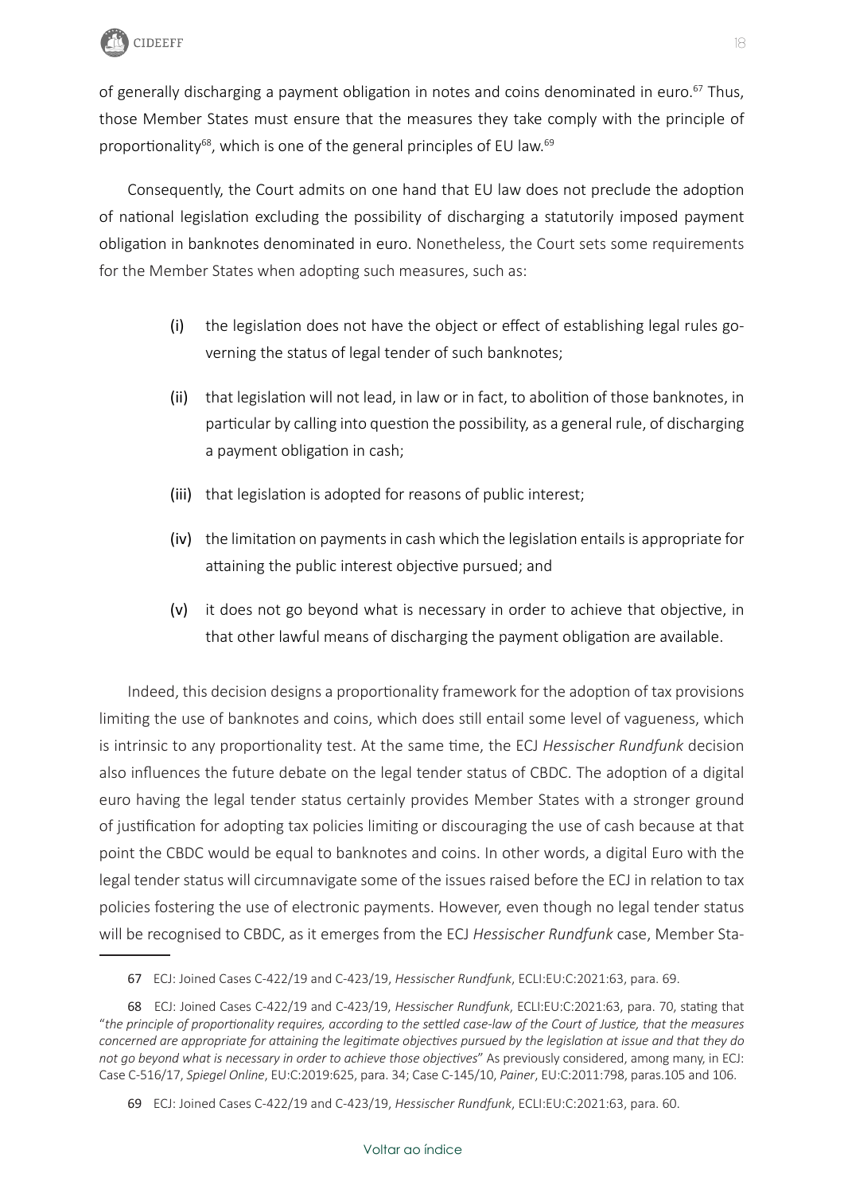of generally discharging a payment obligation in notes and coins denominated in euro.[67] Thus, those Member States must ensure that the measures they take comply with the principle of proportionality[68], which is one of the general principles of EU law.[69]

Consequently, the Court admits on one hand that EU law does not preclude the adoption of national legislation excluding the possibility of discharging a statutorily imposed payment obligation in banknotes denominated in euro. Nonetheless, the Court sets some requirements for the Member States when adopting such measures, such as:

(i) the legislation does not have the object or effect of establishing legal rules governing the status of legal tender of such banknotes;

(ii) that legislation will not lead, in law or in fact, to abolition of those banknotes, in particular by calling into question the possibility, as a general rule, of discharging a payment obligation in cash;

(iii) that legislation is adopted for reasons of public interest;

(iv) the limitation on payments in cash which the legislation entails is appropriate for attaining the public interest objective pursued; and

(v) it does not go beyond what is necessary in order to achieve that objective, in that other lawful means of discharging the payment obligation are available.

Indeed, this decision designs a proportionality framework for the adoption of tax provisions limiting the use of banknotes and coins, which does still entail some level of vagueness, which is intrinsic to any proportionality test. At the same time, the ECJ *Hessischer Rundfunk* decision also influences the future debate on the legal tender status of CBDC. The adoption of a digital euro having the legal tender status certainly provides Member States with a stronger ground of justification for adopting tax policies limiting or discouraging the use of cash because at that point the CBDC would be equal to banknotes and coins. In other words, a digital Euro with the legal tender status will circumnavigate some of the issues raised before the ECJ in relation to tax policies fostering the use of electronic payments. However, even though no legal tender status will be recognised to CBDC, as it emerges from the ECJ *Hessischer Rundfunk* case, Member Sta-

---

67 ECJ: Joined Cases C-422/19 and C-423/19, *Hessischer Rundfunk*, ECLI:EU:C:2021:63, para. 69.

68 ECJ: Joined Cases C-422/19 and C-423/19, *Hessischer Rundfunk*, ECLI:EU:C:2021:63, para. 70, stating that "*the principle of proportionality requires, according to the settled case-law of the Court of Justice, that the measures concerned are appropriate for attaining the legitimate objectives pursued by the legislation at issue and that they do not go beyond what is necessary in order to achieve those objectives*" As previously considered, among many, in ECJ: Case C-516/17, *Spiegel Online*, EU:C:2019:625, para. 34; Case C-145/10, *Painer*, EU:C:2011:798, paras.105 and 106.

69 ECJ: Joined Cases C-422/19 and C-423/19, *Hessischer Rundfunk*, ECLI:EU:C:2021:63, para. 60.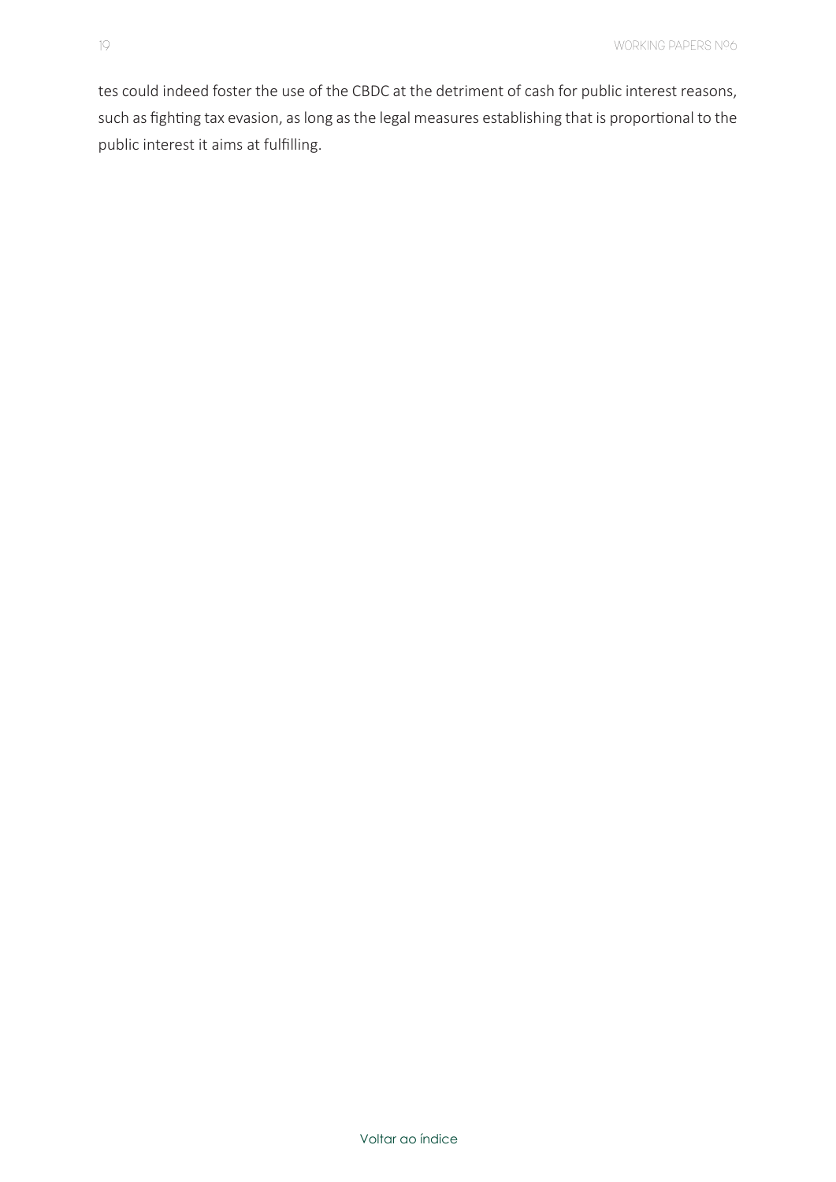tes could indeed foster the use of the CBDC at the detriment of cash for public interest reasons, such as fighting tax evasion, as long as the legal measures establishing that is proportional to the public interest it aims at fulfilling.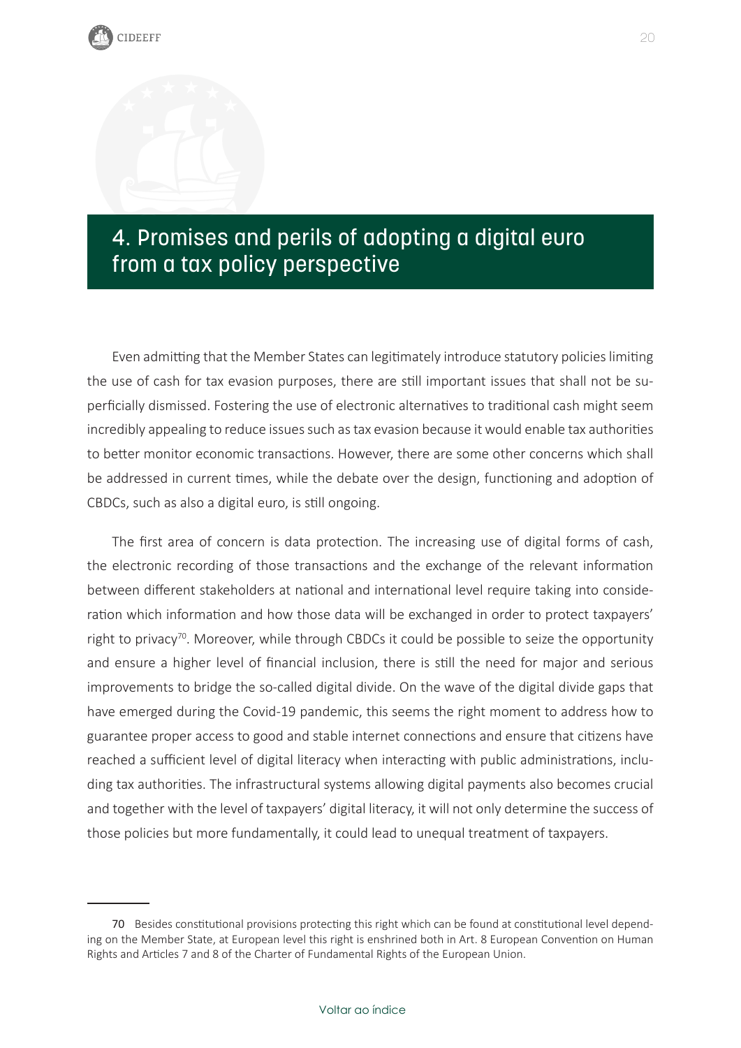# 4. Promises and perils of adopting a digital euro from a tax policy perspective

Even admitting that the Member States can legitimately introduce statutory policies limiting the use of cash for tax evasion purposes, there are still important issues that shall not be superficially dismissed. Fostering the use of electronic alternatives to traditional cash might seem incredibly appealing to reduce issues such as tax evasion because it would enable tax authorities to better monitor economic transactions. However, there are some other concerns which shall be addressed in current times, while the debate over the design, functioning and adoption of CBDCs, such as also a digital euro, is still ongoing.

The first area of concern is data protection. The increasing use of digital forms of cash, the electronic recording of those transactions and the exchange of the relevant information between different stakeholders at national and international level require taking into consideration which information and how those data will be exchanged in order to protect taxpayers' right to privacy[70]. Moreover, while through CBDCs it could be possible to seize the opportunity and ensure a higher level of financial inclusion, there is still the need for major and serious improvements to bridge the so-called digital divide. On the wave of the digital divide gaps that have emerged during the Covid-19 pandemic, this seems the right moment to address how to guarantee proper access to good and stable internet connections and ensure that citizens have reached a sufficient level of digital literacy when interacting with public administrations, including tax authorities. The infrastructural systems allowing digital payments also becomes crucial and together with the level of taxpayers' digital literacy, it will not only determine the success of those policies but more fundamentally, it could lead to unequal treatment of taxpayers.

---

70 Besides constitutional provisions protecting this right which can be found at constitutional level depending on the Member State, at European level this right is enshrined both in Art. 8 European Convention on Human Rights and Articles 7 and 8 of the Charter of Fundamental Rights of the European Union.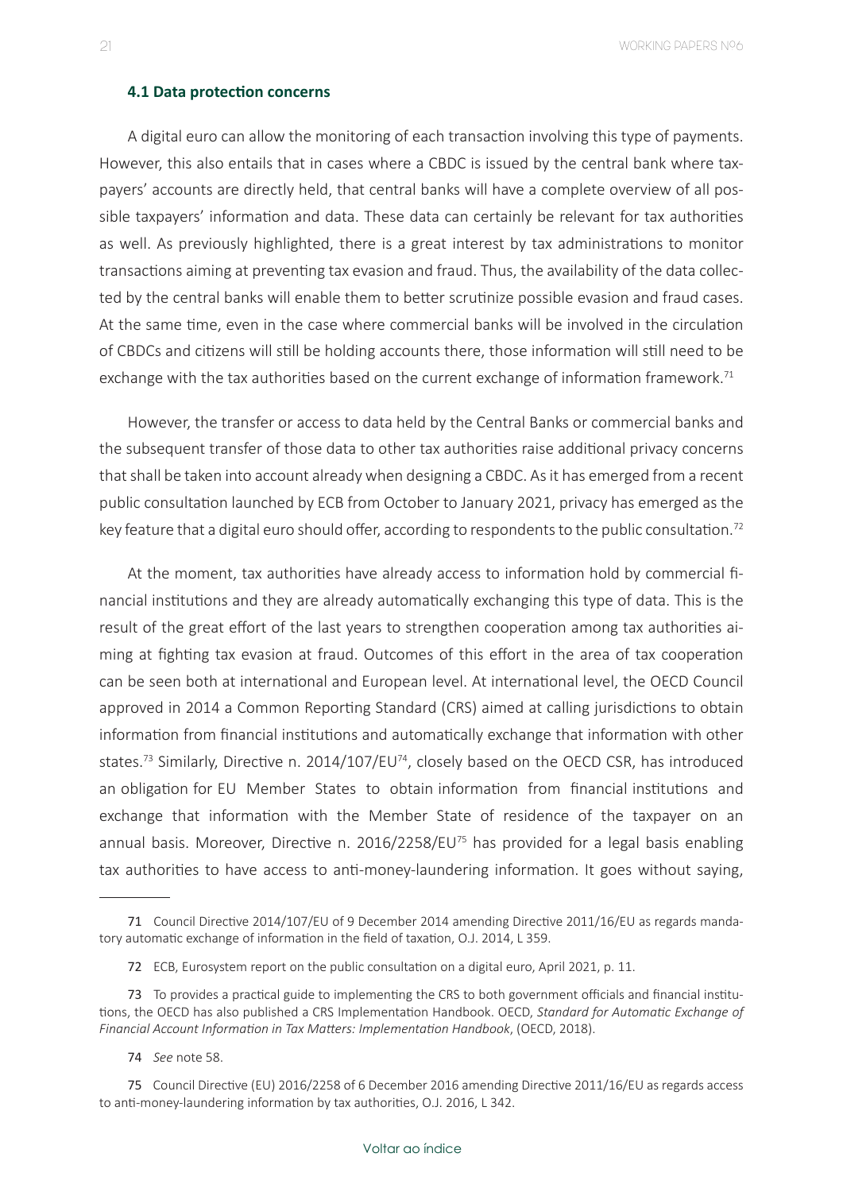### 4.1 Data protection concerns

A digital euro can allow the monitoring of each transaction involving this type of payments. However, this also entails that in cases where a CBDC is issued by the central bank where taxpayers' accounts are directly held, that central banks will have a complete overview of all possible taxpayers' information and data. These data can certainly be relevant for tax authorities as well. As previously highlighted, there is a great interest by tax administrations to monitor transactions aiming at preventing tax evasion and fraud. Thus, the availability of the data collected by the central banks will enable them to better scrutinize possible evasion and fraud cases. At the same time, even in the case where commercial banks will be involved in the circulation of CBDCs and citizens will still be holding accounts there, those information will still need to be exchange with the tax authorities based on the current exchange of information framework.[71]

However, the transfer or access to data held by the Central Banks or commercial banks and the subsequent transfer of those data to other tax authorities raise additional privacy concerns that shall be taken into account already when designing a CBDC. As it has emerged from a recent public consultation launched by ECB from October to January 2021, privacy has emerged as the key feature that a digital euro should offer, according to respondents to the public consultation.[72]

At the moment, tax authorities have already access to information hold by commercial financial institutions and they are already automatically exchanging this type of data. This is the result of the great effort of the last years to strengthen cooperation among tax authorities aiming at fighting tax evasion at fraud. Outcomes of this effort in the area of tax cooperation can be seen both at international and European level. At international level, the OECD Council approved in 2014 a Common Reporting Standard (CRS) aimed at calling jurisdictions to obtain information from financial institutions and automatically exchange that information with other states.[73] Similarly, Directive n. 2014/107/EU[74], closely based on the OECD CSR, has introduced an obligation for EU Member States to obtain information from financial institutions and exchange that information with the Member State of residence of the taxpayer on an annual basis. Moreover, Directive n. 2016/2258/EU[75] has provided for a legal basis enabling tax authorities to have access to anti-money-laundering information. It goes without saying,

---

71 Council Directive 2014/107/EU of 9 December 2014 amending Directive 2011/16/EU as regards mandatory automatic exchange of information in the field of taxation, O.J. 2014, L 359.

72 ECB, Eurosystem report on the public consultation on a digital euro, April 2021, p. 11.

73 To provides a practical guide to implementing the CRS to both government officials and financial institutions, the OECD has also published a CRS Implementation Handbook. OECD, *Standard for Automatic Exchange of Financial Account Information in Tax Matters: Implementation Handbook*, (OECD, 2018).

74 *See* note 58.

75 Council Directive (EU) 2016/2258 of 6 December 2016 amending Directive 2011/16/EU as regards access to anti-money-laundering information by tax authorities, O.J. 2016, L 342.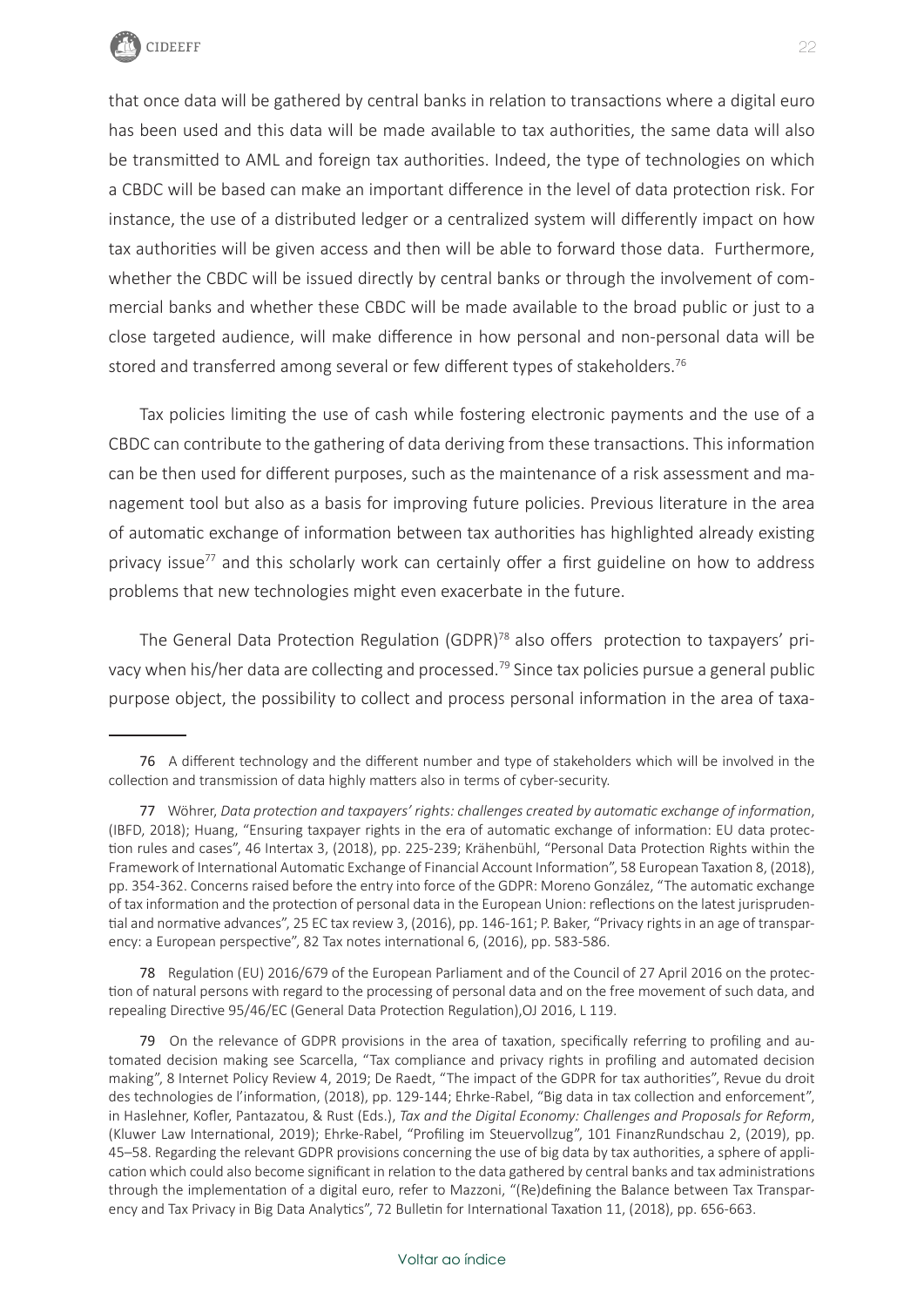that once data will be gathered by central banks in relation to transactions where a digital euro has been used and this data will be made available to tax authorities, the same data will also be transmitted to AML and foreign tax authorities. Indeed, the type of technologies on which a CBDC will be based can make an important difference in the level of data protection risk. For instance, the use of a distributed ledger or a centralized system will differently impact on how tax authorities will be given access and then will be able to forward those data. Furthermore, whether the CBDC will be issued directly by central banks or through the involvement of commercial banks and whether these CBDC will be made available to the broad public or just to a close targeted audience, will make difference in how personal and non-personal data will be stored and transferred among several or few different types of stakeholders.[76]

Tax policies limiting the use of cash while fostering electronic payments and the use of a CBDC can contribute to the gathering of data deriving from these transactions. This information can be then used for different purposes, such as the maintenance of a risk assessment and management tool but also as a basis for improving future policies. Previous literature in the area of automatic exchange of information between tax authorities has highlighted already existing privacy issue[77] and this scholarly work can certainly offer a first guideline on how to address problems that new technologies might even exacerbate in the future.

The General Data Protection Regulation (GDPR)[78] also offers protection to taxpayers' privacy when his/her data are collecting and processed.[79] Since tax policies pursue a general public purpose object, the possibility to collect and process personal information in the area of taxa-

---

76 A different technology and the different number and type of stakeholders which will be involved in the collection and transmission of data highly matters also in terms of cyber-security.

77 Wöhrer, *Data protection and taxpayers' rights: challenges created by automatic exchange of information*, (IBFD, 2018); Huang, "Ensuring taxpayer rights in the era of automatic exchange of information: EU data protection rules and cases", 46 Intertax 3, (2018), pp. 225-239; Krähenbühl, "Personal Data Protection Rights within the Framework of International Automatic Exchange of Financial Account Information", 58 European Taxation 8, (2018), pp. 354-362. Concerns raised before the entry into force of the GDPR: Moreno González, "The automatic exchange of tax information and the protection of personal data in the European Union: reflections on the latest jurisprudential and normative advances", 25 EC tax review 3, (2016), pp. 146-161; P. Baker, "Privacy rights in an age of transparency: a European perspective", 82 Tax notes international 6, (2016), pp. 583-586.

78 Regulation (EU) 2016/679 of the European Parliament and of the Council of 27 April 2016 on the protection of natural persons with regard to the processing of personal data and on the free movement of such data, and repealing Directive 95/46/EC (General Data Protection Regulation),OJ 2016, L 119.

79 On the relevance of GDPR provisions in the area of taxation, specifically referring to profiling and automated decision making see Scarcella, "Tax compliance and privacy rights in profiling and automated decision making", 8 Internet Policy Review 4, 2019; De Raedt, "The impact of the GDPR for tax authorities", Revue du droit des technologies de l'information, (2018), pp. 129-144; Ehrke-Rabel, "Big data in tax collection and enforcement", in Haslehner, Kofler, Pantazatou, & Rust (Eds.), *Tax and the Digital Economy: Challenges and Proposals for Reform*, (Kluwer Law International, 2019); Ehrke-Rabel, "Profiling im Steuervollzug", 101 FinanzRundschau 2, (2019), pp. 45–58. Regarding the relevant GDPR provisions concerning the use of big data by tax authorities, a sphere of application which could also become significant in relation to the data gathered by central banks and tax administrations through the implementation of a digital euro, refer to Mazzoni, "(Re)defining the Balance between Tax Transparency and Tax Privacy in Big Data Analytics", 72 Bulletin for International Taxation 11, (2018), pp. 656-663.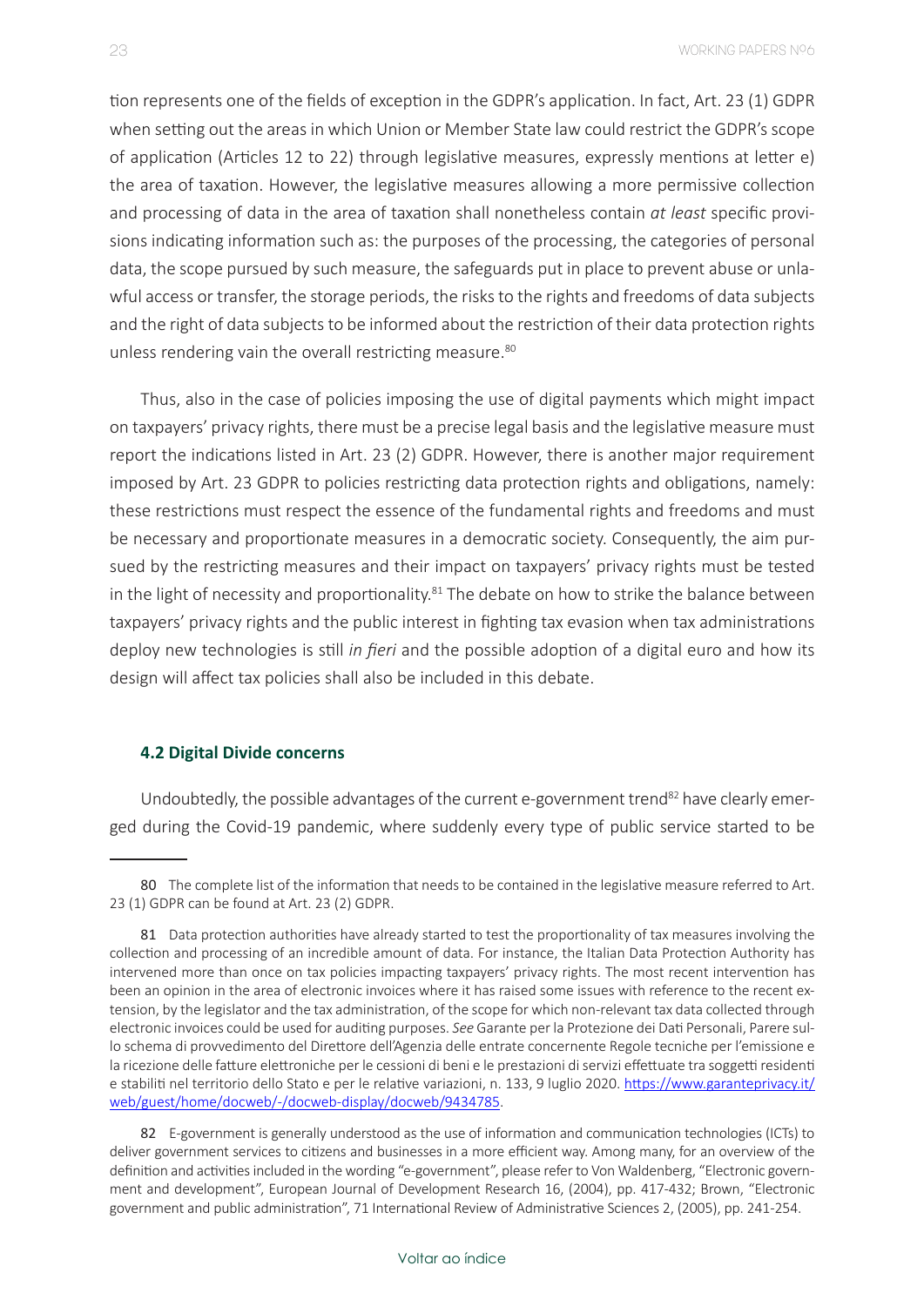tion represents one of the fields of exception in the GDPR's application. In fact, Art. 23 (1) GDPR when setting out the areas in which Union or Member State law could restrict the GDPR's scope of application (Articles 12 to 22) through legislative measures, expressly mentions at letter e) the area of taxation. However, the legislative measures allowing a more permissive collection and processing of data in the area of taxation shall nonetheless contain *at least* specific provisions indicating information such as: the purposes of the processing, the categories of personal data, the scope pursued by such measure, the safeguards put in place to prevent abuse or unlawful access or transfer, the storage periods, the risks to the rights and freedoms of data subjects and the right of data subjects to be informed about the restriction of their data protection rights unless rendering vain the overall restricting measure.[80]

Thus, also in the case of policies imposing the use of digital payments which might impact on taxpayers' privacy rights, there must be a precise legal basis and the legislative measure must report the indications listed in Art. 23 (2) GDPR. However, there is another major requirement imposed by Art. 23 GDPR to policies restricting data protection rights and obligations, namely: these restrictions must respect the essence of the fundamental rights and freedoms and must be necessary and proportionate measures in a democratic society. Consequently, the aim pursued by the restricting measures and their impact on taxpayers' privacy rights must be tested in the light of necessity and proportionality.[81] The debate on how to strike the balance between taxpayers' privacy rights and the public interest in fighting tax evasion when tax administrations deploy new technologies is still *in fieri* and the possible adoption of a digital euro and how its design will affect tax policies shall also be included in this debate.

### 4.2 Digital Divide concerns

Undoubtedly, the possible advantages of the current e-government trend[82] have clearly emerged during the Covid-19 pandemic, where suddenly every type of public service started to be

---

[80] The complete list of the information that needs to be contained in the legislative measure referred to Art. 23 (1) GDPR can be found at Art. 23 (2) GDPR.

[81] Data protection authorities have already started to test the proportionality of tax measures involving the collection and processing of an incredible amount of data. For instance, the Italian Data Protection Authority has intervened more than once on tax policies impacting taxpayers' privacy rights. The most recent intervention has been an opinion in the area of electronic invoices where it has raised some issues with reference to the recent extension, by the legislator and the tax administration, of the scope for which non-relevant tax data collected through electronic invoices could be used for auditing purposes. *See* Garante per la Protezione dei Dati Personali, Parere sullo schema di provvedimento del Direttore dell'Agenzia delle entrate concernente Regole tecniche per l'emissione e la ricezione delle fatture elettroniche per le cessioni di beni e le prestazioni di servizi effettuate tra soggetti residenti e stabiliti nel territorio dello Stato e per le relative variazioni, n. 133, 9 luglio 2020. https://www.garanteprivacy.it/web/guest/home/docweb/-/docweb-display/docweb/9434785.

[82] E-government is generally understood as the use of information and communication technologies (ICTs) to deliver government services to citizens and businesses in a more efficient way. Among many, for an overview of the definition and activities included in the wording "e-government", please refer to Von Waldenberg, "Electronic government and development", European Journal of Development Research 16, (2004), pp. 417-432; Brown, "Electronic government and public administration", 71 International Review of Administrative Sciences 2, (2005), pp. 241-254.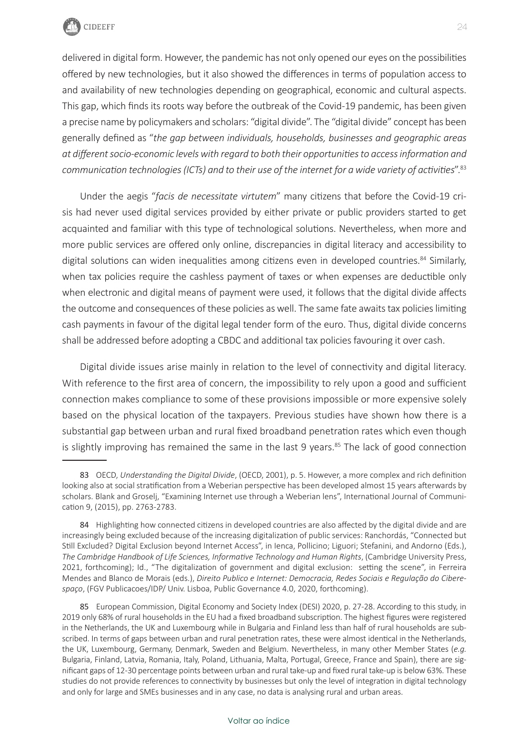delivered in digital form. However, the pandemic has not only opened our eyes on the possibilities offered by new technologies, but it also showed the differences in terms of population access to and availability of new technologies depending on geographical, economic and cultural aspects. This gap, which finds its roots way before the outbreak of the Covid-19 pandemic, has been given a precise name by policymakers and scholars: "digital divide". The "digital divide" concept has been generally defined as "*the gap between individuals, households, businesses and geographic areas at different socio-economic levels with regard to both their opportunities to access information and communication technologies (ICTs) and to their use of the internet for a wide variety of activities*".[83]

Under the aegis "*facis de necessitate virtutem*" many citizens that before the Covid-19 crisis had never used digital services provided by either private or public providers started to get acquainted and familiar with this type of technological solutions. Nevertheless, when more and more public services are offered only online, discrepancies in digital literacy and accessibility to digital solutions can widen inequalities among citizens even in developed countries.[84] Similarly, when tax policies require the cashless payment of taxes or when expenses are deductible only when electronic and digital means of payment were used, it follows that the digital divide affects the outcome and consequences of these policies as well. The same fate awaits tax policies limiting cash payments in favour of the digital legal tender form of the euro. Thus, digital divide concerns shall be addressed before adopting a CBDC and additional tax policies favouring it over cash.

Digital divide issues arise mainly in relation to the level of connectivity and digital literacy. With reference to the first area of concern, the impossibility to rely upon a good and sufficient connection makes compliance to some of these provisions impossible or more expensive solely based on the physical location of the taxpayers. Previous studies have shown how there is a substantial gap between urban and rural fixed broadband penetration rates which even though is slightly improving has remained the same in the last 9 years.[85] The lack of good connection

---

83 OECD, *Understanding the Digital Divide*, (OECD, 2001), p. 5. However, a more complex and rich definition looking also at social stratification from a Weberian perspective has been developed almost 15 years afterwards by scholars. Blank and Groselj, "Examining Internet use through a Weberian lens", International Journal of Communication 9, (2015), pp. 2763-2783.

84 Highlighting how connected citizens in developed countries are also affected by the digital divide and are increasingly being excluded because of the increasing digitalization of public services: Ranchordás, "Connected but Still Excluded? Digital Exclusion beyond Internet Access", in Ienca, Pollicino; Liguori; Stefanini, and Andorno (Eds.), *The Cambridge Handbook of Life Sciences, Informative Technology and Human Rights*, (Cambridge University Press, 2021, forthcoming); Id., "The digitalization of government and digital exclusion: setting the scene", in Ferreira Mendes and Blanco de Morais (eds.), *Direito Publico e Internet: Democracia, Redes Sociais e Regulação do Ciberespaço*, (FGV Publicacoes/IDP/ Univ. Lisboa, Public Governance 4.0, 2020, forthcoming).

85 European Commission, Digital Economy and Society Index (DESI) 2020, p. 27-28. According to this study, in 2019 only 68% of rural households in the EU had a fixed broadband subscription. The highest figures were registered in the Netherlands, the UK and Luxembourg while in Bulgaria and Finland less than half of rural households are subscribed. In terms of gaps between urban and rural penetration rates, these were almost identical in the Netherlands, the UK, Luxembourg, Germany, Denmark, Sweden and Belgium. Nevertheless, in many other Member States (*e.g.* Bulgaria, Finland, Latvia, Romania, Italy, Poland, Lithuania, Malta, Portugal, Greece, France and Spain), there are significant gaps of 12-30 percentage points between urban and rural take-up and fixed rural take-up is below 63%. These studies do not provide references to connectivity by businesses but only the level of integration in digital technology and only for large and SMEs businesses and in any case, no data is analysing rural and urban areas.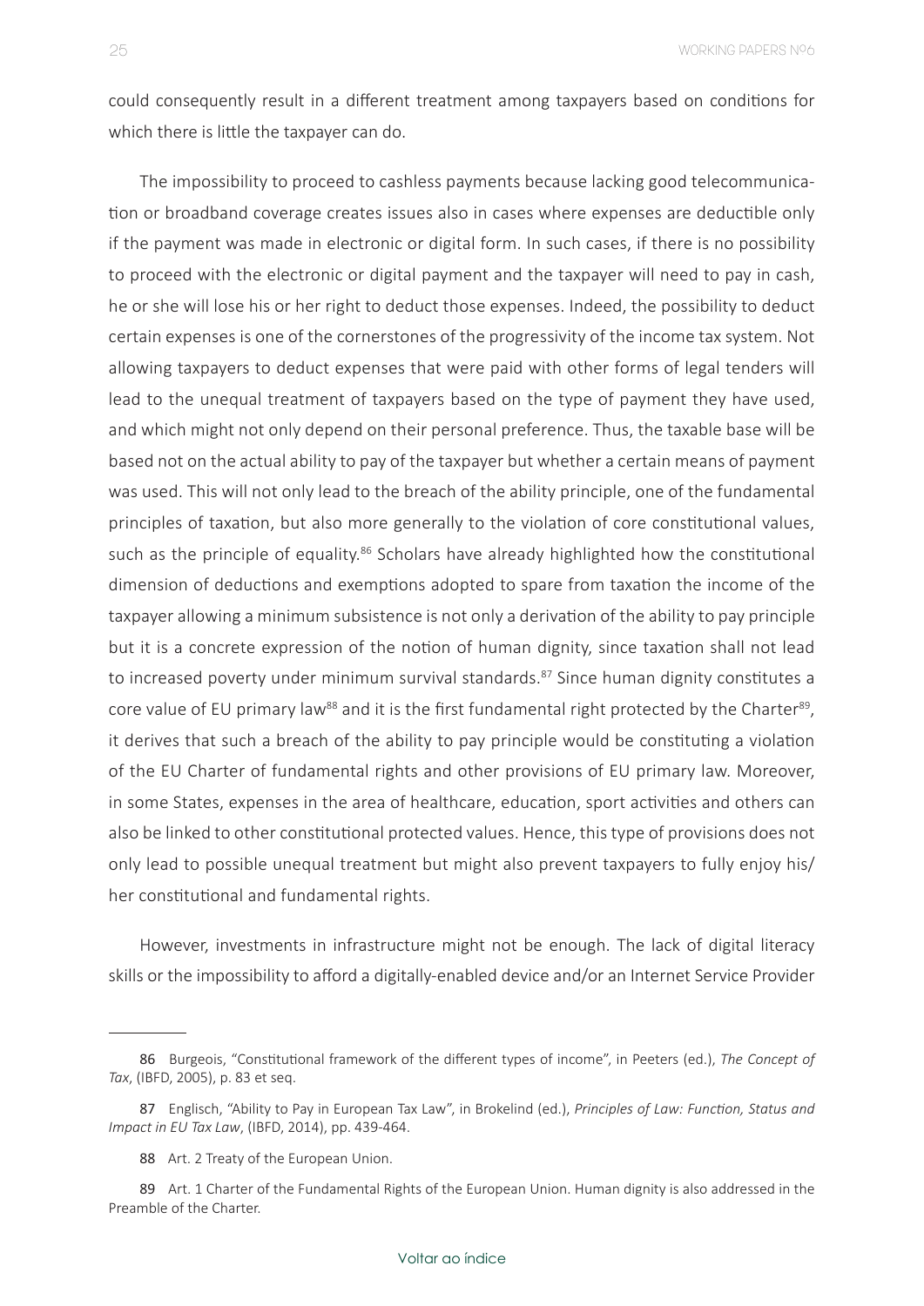could consequently result in a different treatment among taxpayers based on conditions for which there is little the taxpayer can do.

The impossibility to proceed to cashless payments because lacking good telecommunication or broadband coverage creates issues also in cases where expenses are deductible only if the payment was made in electronic or digital form. In such cases, if there is no possibility to proceed with the electronic or digital payment and the taxpayer will need to pay in cash, he or she will lose his or her right to deduct those expenses. Indeed, the possibility to deduct certain expenses is one of the cornerstones of the progressivity of the income tax system. Not allowing taxpayers to deduct expenses that were paid with other forms of legal tenders will lead to the unequal treatment of taxpayers based on the type of payment they have used, and which might not only depend on their personal preference. Thus, the taxable base will be based not on the actual ability to pay of the taxpayer but whether a certain means of payment was used. This will not only lead to the breach of the ability principle, one of the fundamental principles of taxation, but also more generally to the violation of core constitutional values, such as the principle of equality.[86] Scholars have already highlighted how the constitutional dimension of deductions and exemptions adopted to spare from taxation the income of the taxpayer allowing a minimum subsistence is not only a derivation of the ability to pay principle but it is a concrete expression of the notion of human dignity, since taxation shall not lead to increased poverty under minimum survival standards.[87] Since human dignity constitutes a core value of EU primary law[88] and it is the first fundamental right protected by the Charter[89], it derives that such a breach of the ability to pay principle would be constituting a violation of the EU Charter of fundamental rights and other provisions of EU primary law. Moreover, in some States, expenses in the area of healthcare, education, sport activities and others can also be linked to other constitutional protected values. Hence, this type of provisions does not only lead to possible unequal treatment but might also prevent taxpayers to fully enjoy his/her constitutional and fundamental rights.

However, investments in infrastructure might not be enough. The lack of digital literacy skills or the impossibility to afford a digitally-enabled device and/or an Internet Service Provider

---

86 Burgeois, "Constitutional framework of the different types of income", in Peeters (ed.), *The Concept of Tax*, (IBFD, 2005), p. 83 et seq.

87 Englisch, "Ability to Pay in European Tax Law", in Brokelind (ed.), *Principles of Law: Function, Status and Impact in EU Tax Law*, (IBFD, 2014), pp. 439-464.

88 Art. 2 Treaty of the European Union.

89 Art. 1 Charter of the Fundamental Rights of the European Union. Human dignity is also addressed in the Preamble of the Charter.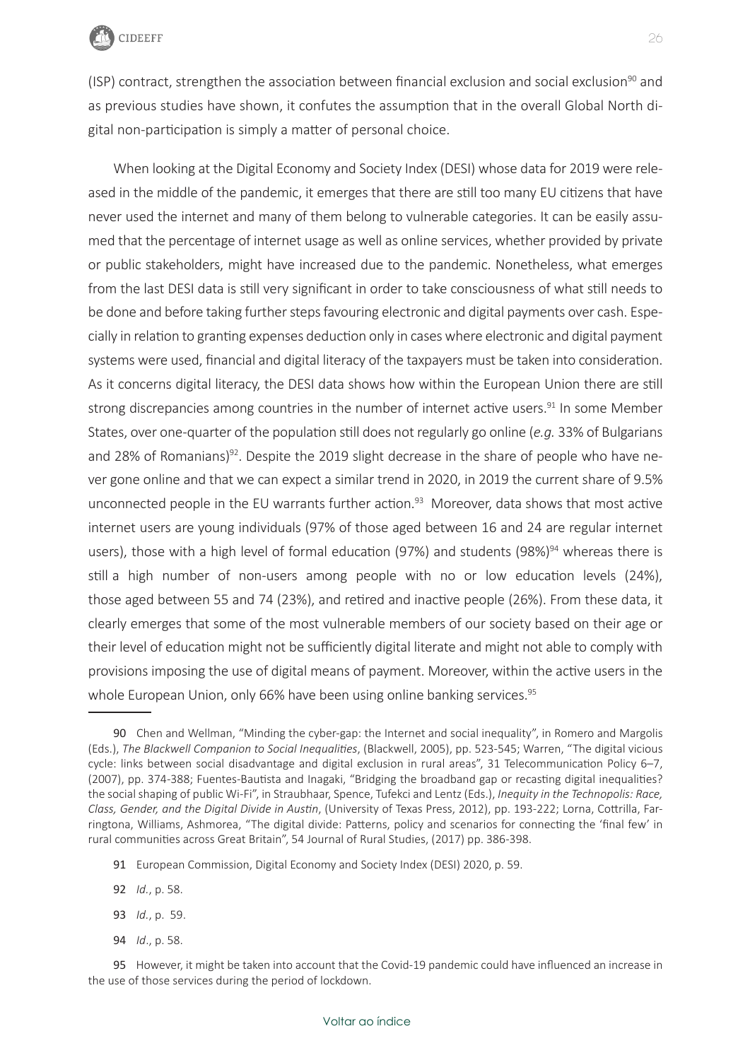(ISP) contract, strengthen the association between financial exclusion and social exclusion[90] and as previous studies have shown, it confutes the assumption that in the overall Global North digital non-participation is simply a matter of personal choice.

When looking at the Digital Economy and Society Index (DESI) whose data for 2019 were released in the middle of the pandemic, it emerges that there are still too many EU citizens that have never used the internet and many of them belong to vulnerable categories. It can be easily assumed that the percentage of internet usage as well as online services, whether provided by private or public stakeholders, might have increased due to the pandemic. Nonetheless, what emerges from the last DESI data is still very significant in order to take consciousness of what still needs to be done and before taking further steps favouring electronic and digital payments over cash. Especially in relation to granting expenses deduction only in cases where electronic and digital payment systems were used, financial and digital literacy of the taxpayers must be taken into consideration. As it concerns digital literacy, the DESI data shows how within the European Union there are still strong discrepancies among countries in the number of internet active users.[91] In some Member States, over one-quarter of the population still does not regularly go online (*e.g.* 33% of Bulgarians and 28% of Romanians)[92]. Despite the 2019 slight decrease in the share of people who have never gone online and that we can expect a similar trend in 2020, in 2019 the current share of 9.5% unconnected people in the EU warrants further action.[93] Moreover, data shows that most active internet users are young individuals (97% of those aged between 16 and 24 are regular internet users), those with a high level of formal education (97%) and students (98%)[94] whereas there is still a high number of non-users among people with no or low education levels (24%), those aged between 55 and 74 (23%), and retired and inactive people (26%). From these data, it clearly emerges that some of the most vulnerable members of our society based on their age or their level of education might not be sufficiently digital literate and might not able to comply with provisions imposing the use of digital means of payment. Moreover, within the active users in the whole European Union, only 66% have been using online banking services.[95]

---

90 Chen and Wellman, "Minding the cyber-gap: the Internet and social inequality", in Romero and Margolis (Eds.), *The Blackwell Companion to Social Inequalities*, (Blackwell, 2005), pp. 523-545; Warren, "The digital vicious cycle: links between social disadvantage and digital exclusion in rural areas", 31 Telecommunication Policy 6–7, (2007), pp. 374-388; Fuentes-Bautista and Inagaki, "Bridging the broadband gap or recasting digital inequalities? the social shaping of public Wi-Fi", in Straubhaar, Spence, Tufekci and Lentz (Eds.), *Inequity in the Technopolis: Race, Class, Gender, and the Digital Divide in Austin*, (University of Texas Press, 2012), pp. 193-222; Lorna, Cottrilla, Farringtona, Williams, Ashmorea, "The digital divide: Patterns, policy and scenarios for connecting the 'final few' in rural communities across Great Britain", 54 Journal of Rural Studies, (2017) pp. 386-398.

91 European Commission, Digital Economy and Society Index (DESI) 2020, p. 59.

92 *Id.*, p. 58.

93 *Id.*, p. 59.

94 *Id*., p. 58.

95 However, it might be taken into account that the Covid-19 pandemic could have influenced an increase in the use of those services during the period of lockdown.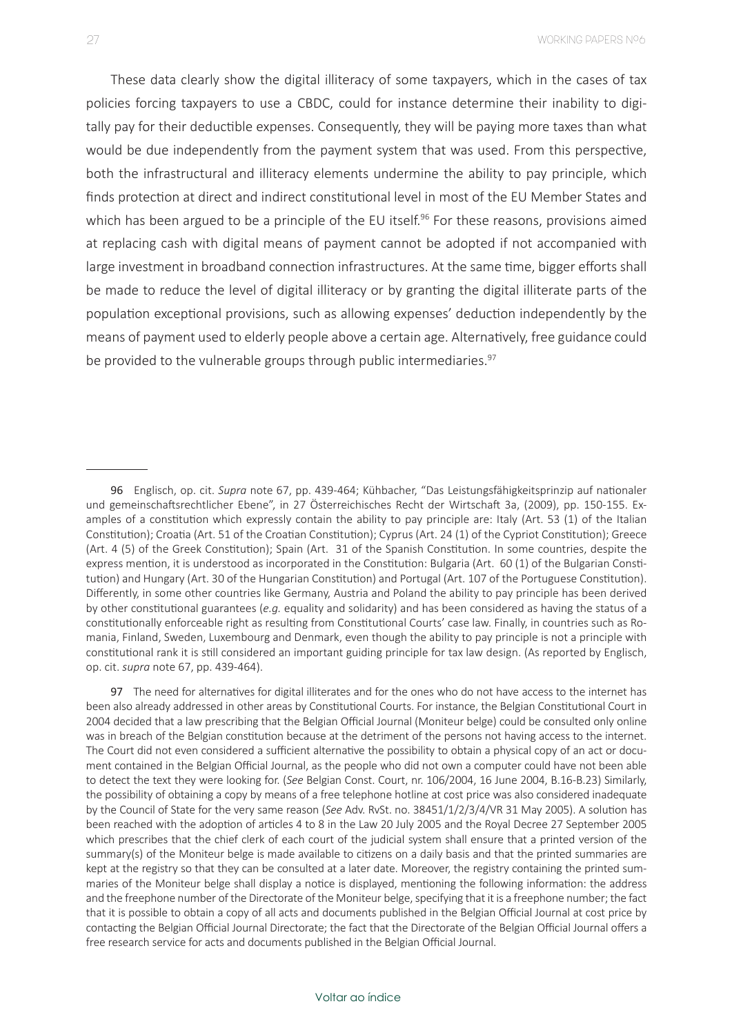These data clearly show the digital illiteracy of some taxpayers, which in the cases of tax policies forcing taxpayers to use a CBDC, could for instance determine their inability to digitally pay for their deductible expenses. Consequently, they will be paying more taxes than what would be due independently from the payment system that was used. From this perspective, both the infrastructural and illiteracy elements undermine the ability to pay principle, which finds protection at direct and indirect constitutional level in most of the EU Member States and which has been argued to be a principle of the EU itself.[96] For these reasons, provisions aimed at replacing cash with digital means of payment cannot be adopted if not accompanied with large investment in broadband connection infrastructures. At the same time, bigger efforts shall be made to reduce the level of digital illiteracy or by granting the digital illiterate parts of the population exceptional provisions, such as allowing expenses' deduction independently by the means of payment used to elderly people above a certain age. Alternatively, free guidance could be provided to the vulnerable groups through public intermediaries.[97]

---

96 Englisch, op. cit. *Supra* note 67, pp. 439-464; Kühbacher, "Das Leistungsfähigkeitsprinzip auf nationaler und gemeinschaftsrechtlicher Ebene", in 27 Österreichisches Recht der Wirtschaft 3a, (2009), pp. 150-155. Examples of a constitution which expressly contain the ability to pay principle are: Italy (Art. 53 (1) of the Italian Constitution); Croatia (Art. 51 of the Croatian Constitution); Cyprus (Art. 24 (1) of the Cypriot Constitution); Greece (Art. 4 (5) of the Greek Constitution); Spain (Art. 31 of the Spanish Constitution. In some countries, despite the express mention, it is understood as incorporated in the Constitution: Bulgaria (Art. 60 (1) of the Bulgarian Constitution) and Hungary (Art. 30 of the Hungarian Constitution) and Portugal (Art. 107 of the Portuguese Constitution). Differently, in some other countries like Germany, Austria and Poland the ability to pay principle has been derived by other constitutional guarantees (*e.g.* equality and solidarity) and has been considered as having the status of a constitutionally enforceable right as resulting from Constitutional Courts' case law. Finally, in countries such as Romania, Finland, Sweden, Luxembourg and Denmark, even though the ability to pay principle is not a principle with constitutional rank it is still considered an important guiding principle for tax law design. (As reported by Englisch, op. cit. *supra* note 67, pp. 439-464).

97 The need for alternatives for digital illiterates and for the ones who do not have access to the internet has been also already addressed in other areas by Constitutional Courts. For instance, the Belgian Constitutional Court in 2004 decided that a law prescribing that the Belgian Official Journal (Moniteur belge) could be consulted only online was in breach of the Belgian constitution because at the detriment of the persons not having access to the internet. The Court did not even considered a sufficient alternative the possibility to obtain a physical copy of an act or document contained in the Belgian Official Journal, as the people who did not own a computer could have not been able to detect the text they were looking for. (*See* Belgian Const. Court, nr. 106/2004, 16 June 2004, B.16-B.23) Similarly, the possibility of obtaining a copy by means of a free telephone hotline at cost price was also considered inadequate by the Council of State for the very same reason (*See* Adv. RvSt. no. 38451/1/2/3/4/VR 31 May 2005). A solution has been reached with the adoption of articles 4 to 8 in the Law 20 July 2005 and the Royal Decree 27 September 2005 which prescribes that the chief clerk of each court of the judicial system shall ensure that a printed version of the summary(s) of the Moniteur belge is made available to citizens on a daily basis and that the printed summaries are kept at the registry so that they can be consulted at a later date. Moreover, the registry containing the printed summaries of the Moniteur belge shall display a notice is displayed, mentioning the following information: the address and the freephone number of the Directorate of the Moniteur belge, specifying that it is a freephone number; the fact that it is possible to obtain a copy of all acts and documents published in the Belgian Official Journal at cost price by contacting the Belgian Official Journal Directorate; the fact that the Directorate of the Belgian Official Journal offers a free research service for acts and documents published in the Belgian Official Journal.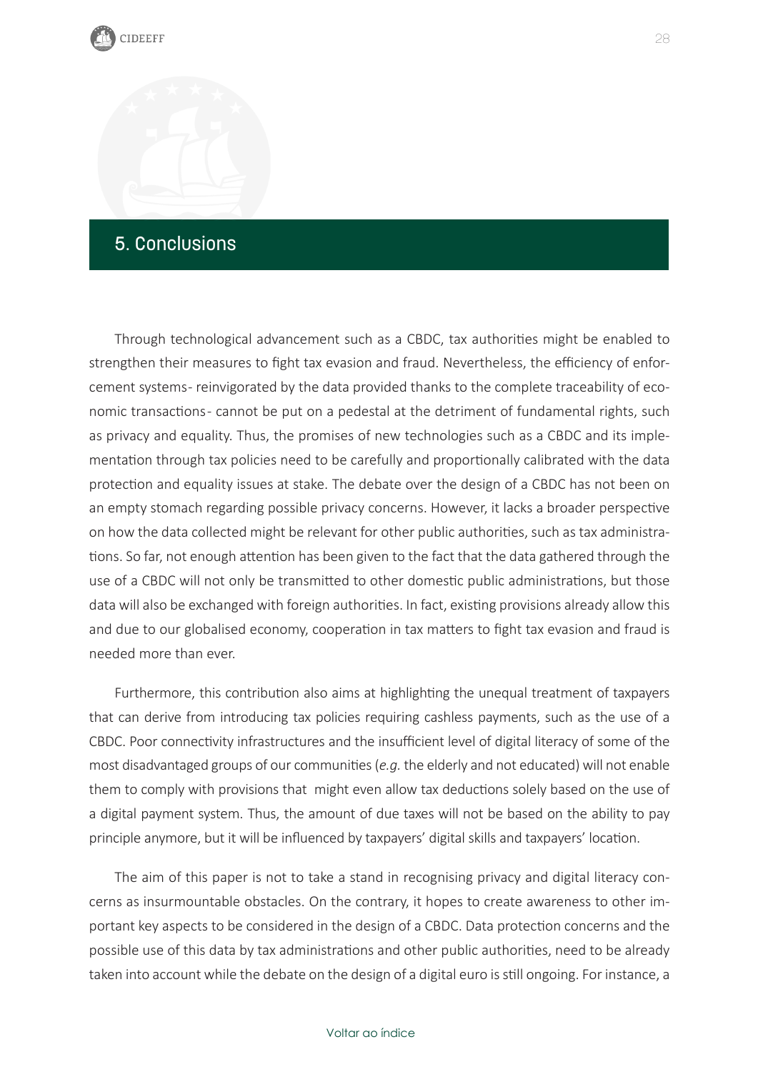## 5. Conclusions

Through technological advancement such as a CBDC, tax authorities might be enabled to strengthen their measures to fight tax evasion and fraud. Nevertheless, the efficiency of enforcement systems- reinvigorated by the data provided thanks to the complete traceability of economic transactions- cannot be put on a pedestal at the detriment of fundamental rights, such as privacy and equality. Thus, the promises of new technologies such as a CBDC and its implementation through tax policies need to be carefully and proportionally calibrated with the data protection and equality issues at stake. The debate over the design of a CBDC has not been on an empty stomach regarding possible privacy concerns. However, it lacks a broader perspective on how the data collected might be relevant for other public authorities, such as tax administrations. So far, not enough attention has been given to the fact that the data gathered through the use of a CBDC will not only be transmitted to other domestic public administrations, but those data will also be exchanged with foreign authorities. In fact, existing provisions already allow this and due to our globalised economy, cooperation in tax matters to fight tax evasion and fraud is needed more than ever.

Furthermore, this contribution also aims at highlighting the unequal treatment of taxpayers that can derive from introducing tax policies requiring cashless payments, such as the use of a CBDC. Poor connectivity infrastructures and the insufficient level of digital literacy of some of the most disadvantaged groups of our communities (*e.g.* the elderly and not educated) will not enable them to comply with provisions that might even allow tax deductions solely based on the use of a digital payment system. Thus, the amount of due taxes will not be based on the ability to pay principle anymore, but it will be influenced by taxpayers' digital skills and taxpayers' location.

The aim of this paper is not to take a stand in recognising privacy and digital literacy concerns as insurmountable obstacles. On the contrary, it hopes to create awareness to other important key aspects to be considered in the design of a CBDC. Data protection concerns and the possible use of this data by tax administrations and other public authorities, need to be already taken into account while the debate on the design of a digital euro is still ongoing. For instance, a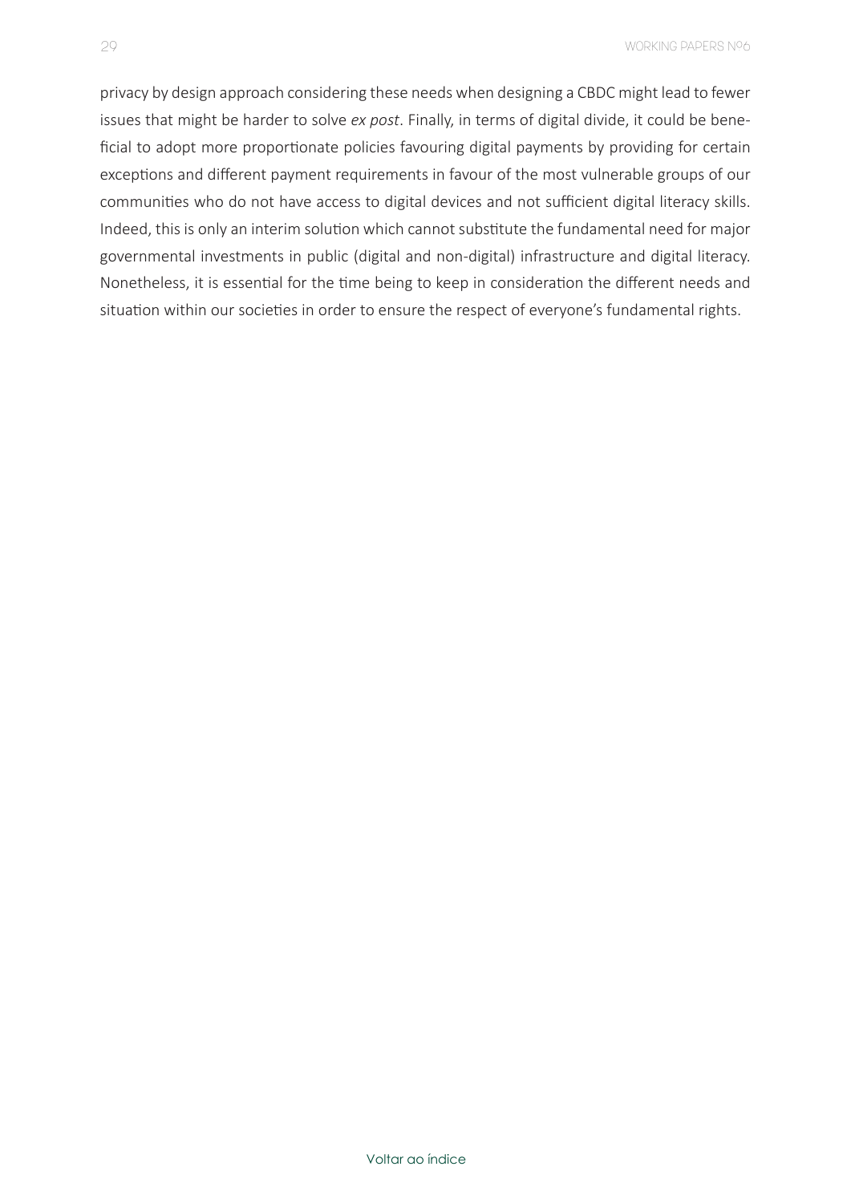privacy by design approach considering these needs when designing a CBDC might lead to fewer issues that might be harder to solve *ex post*. Finally, in terms of digital divide, it could be beneficial to adopt more proportionate policies favouring digital payments by providing for certain exceptions and different payment requirements in favour of the most vulnerable groups of our communities who do not have access to digital devices and not sufficient digital literacy skills. Indeed, this is only an interim solution which cannot substitute the fundamental need for major governmental investments in public (digital and non-digital) infrastructure and digital literacy. Nonetheless, it is essential for the time being to keep in consideration the different needs and situation within our societies in order to ensure the respect of everyone's fundamental rights.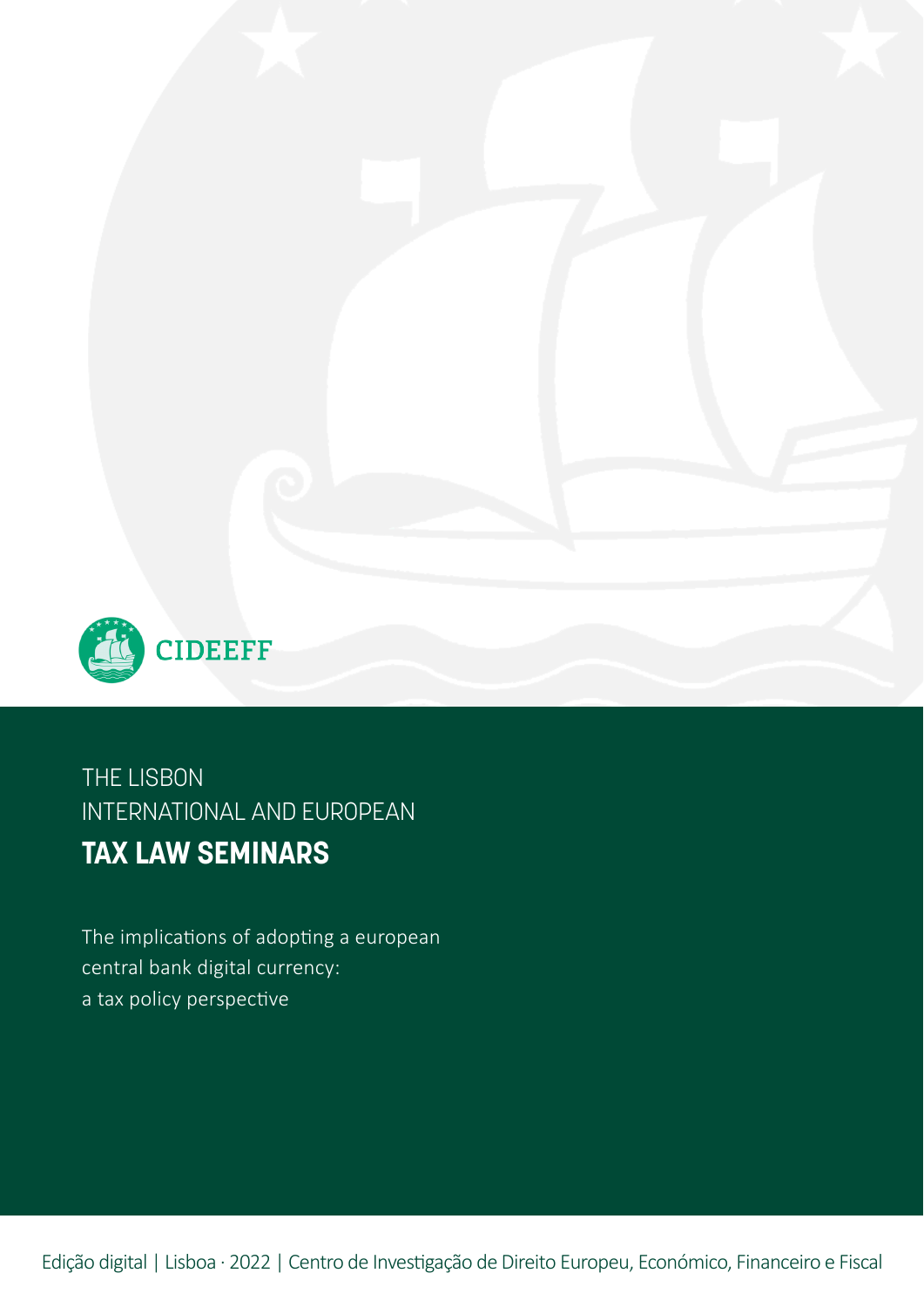CIDEEFF

THE LISBON
INTERNATIONAL AND EUROPEAN
**TAX LAW SEMINARS**

The implications of adopting a european
central bank digital currency:
a tax policy perspective

Edição digital | Lisboa · 2022 | Centro de Investigação de Direito Europeu, Económico, Financeiro e Fiscal